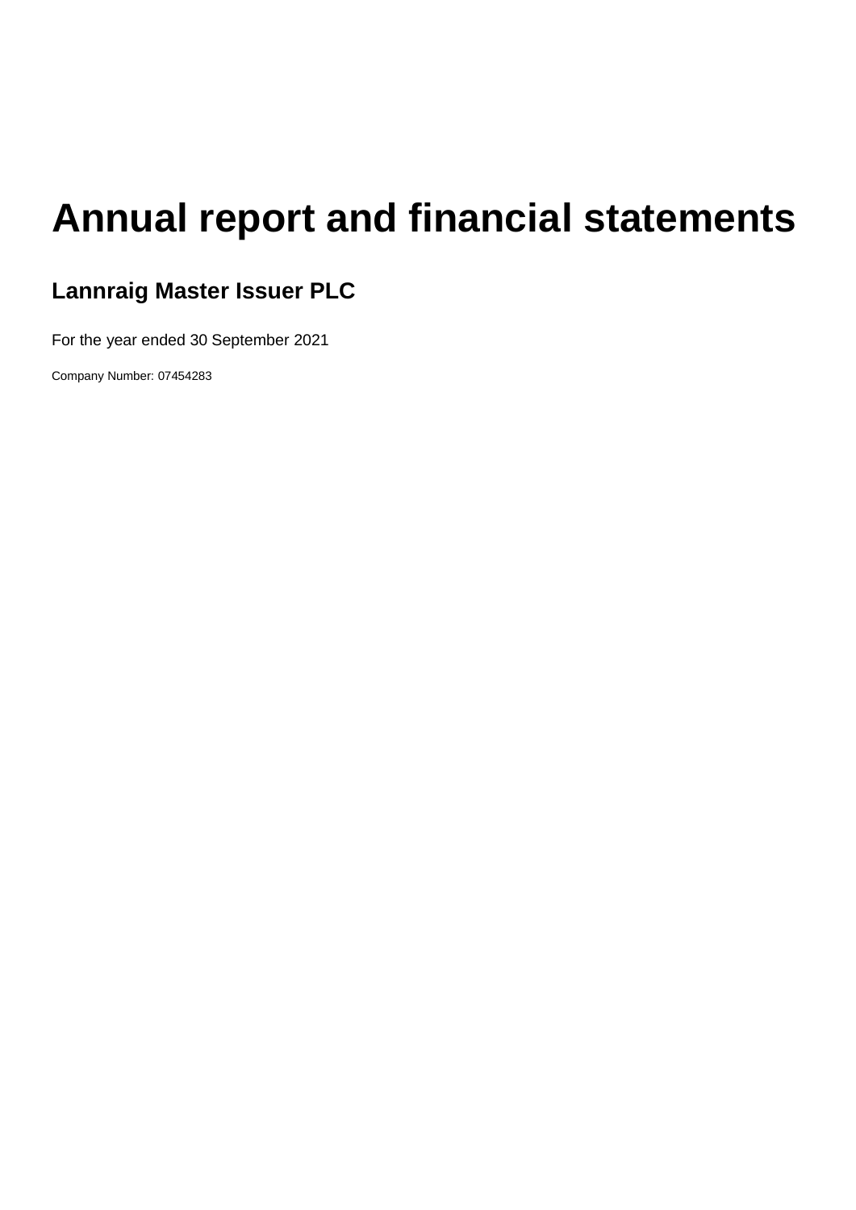# Annual report and financial statements

## Lannraig Master Issuer PLC

For the year ended 30 September 2021

Company Number: 07454283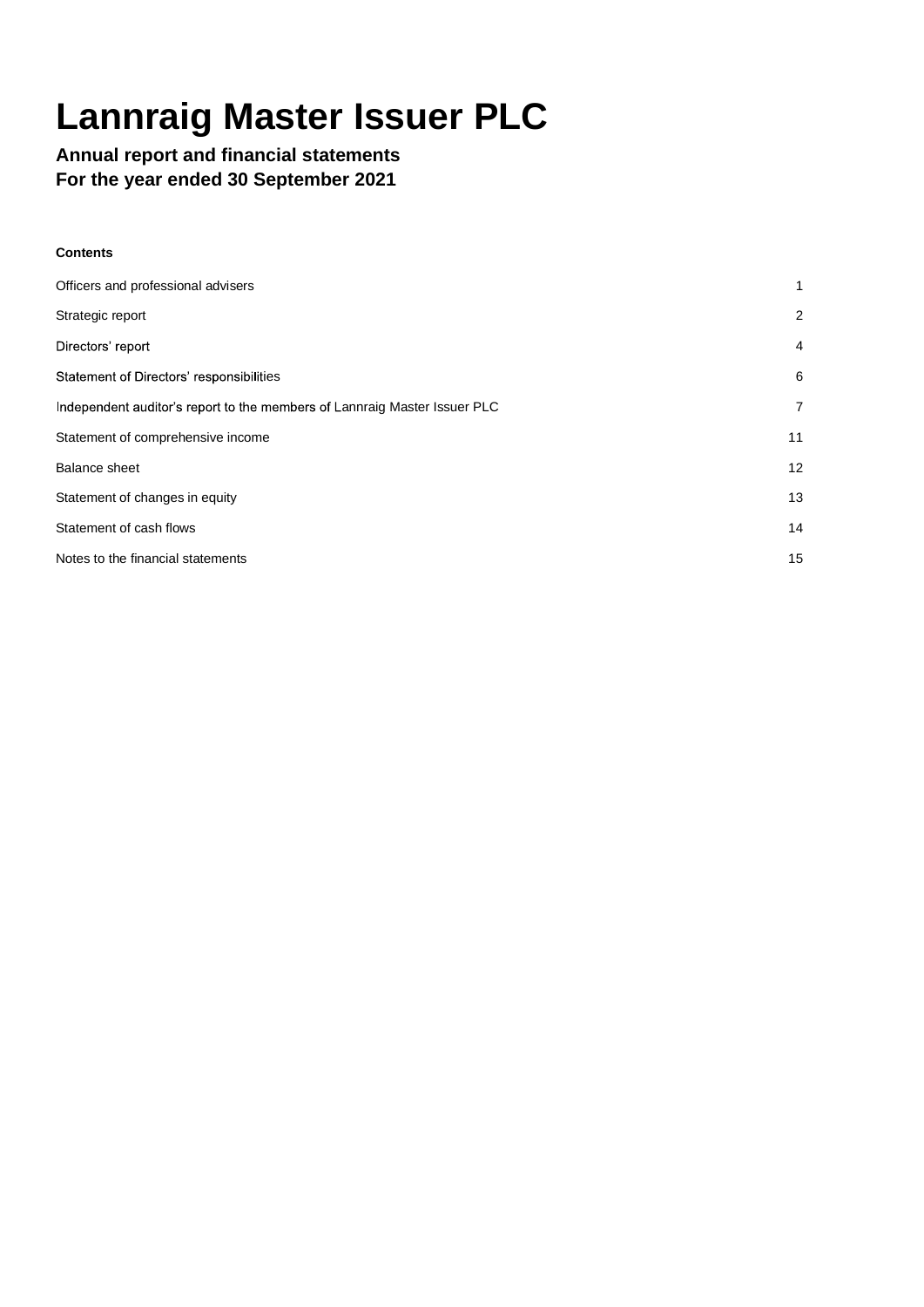# Lannraig Master Issuer PLC

**Annual report and financial statements**
**For the year ended 30 September 2021**

**Contents**

| | |
|---|---|
| Officers and professional advisers | 1 |
| Strategic report | 2 |
| Directors' report | 4 |
| Statement of Directors' responsibilities | 6 |
| Independent auditor's report to the members of Lannraig Master Issuer PLC | 7 |
| Statement of comprehensive income | 11 |
| Balance sheet | 12 |
| Statement of changes in equity | 13 |
| Statement of cash flows | 14 |
| Notes to the financial statements | 15 |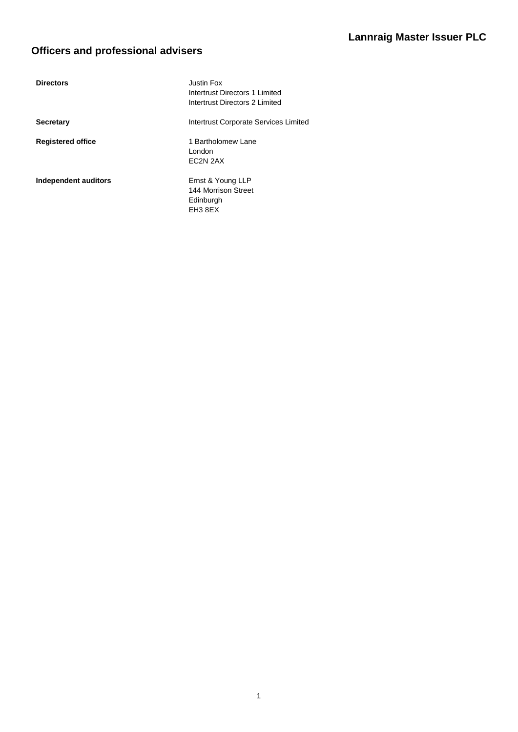## Officers and professional advisers

| | |
|---|---|
| **Directors** | Justin Fox<br>Intertrust Directors 1 Limited<br>Intertrust Directors 2 Limited |
| **Secretary** | Intertrust Corporate Services Limited |
| **Registered office** | 1 Bartholomew Lane<br>London<br>EC2N 2AX |
| **Independent auditors** | Ernst & Young LLP<br>144 Morrison Street<br>Edinburgh<br>EH3 8EX |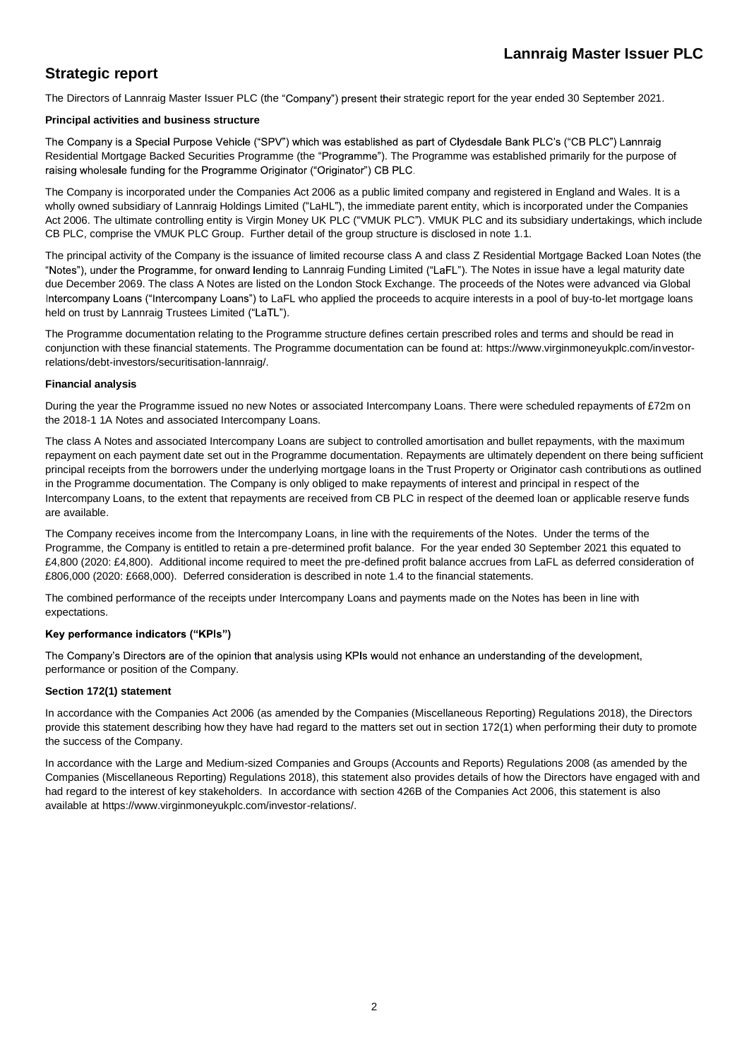## Strategic report

The Directors of Lannraig Master Issuer PLC (the "Company") present their strategic report for the year ended 30 September 2021.

### Principal activities and business structure

The Company is a Special Purpose Vehicle ("SPV") which was established as part of Clydesdale Bank PLC's ("CB PLC") Lannraig Residential Mortgage Backed Securities Programme (the "Programme"). The Programme was established primarily for the purpose of raising wholesale funding for the Programme Originator ("Originator") CB PLC.

The Company is incorporated under the Companies Act 2006 as a public limited company and registered in England and Wales. It is a wholly owned subsidiary of Lannraig Holdings Limited ("LaHL"), the immediate parent entity, which is incorporated under the Companies Act 2006. The ultimate controlling entity is Virgin Money UK PLC ("VMUK PLC"). VMUK PLC and its subsidiary undertakings, which include CB PLC, comprise the VMUK PLC Group. Further detail of the group structure is disclosed in note 1.1.

The principal activity of the Company is the issuance of limited recourse class A and class Z Residential Mortgage Backed Loan Notes (the "Notes"), under the Programme, for onward lending to Lannraig Funding Limited ("LaFL"). The Notes in issue have a legal maturity date due December 2069. The class A Notes are listed on the London Stock Exchange. The proceeds of the Notes were advanced via Global Intercompany Loans ("Intercompany Loans") to LaFL who applied the proceeds to acquire interests in a pool of buy-to-let mortgage loans held on trust by Lannraig Trustees Limited ("LaTL").

The Programme documentation relating to the Programme structure defines certain prescribed roles and terms and should be read in conjunction with these financial statements. The Programme documentation can be found at: https://www.virginmoneyukplc.com/investor-relations/debt-investors/securitisation-lannraig/.

### Financial analysis

During the year the Programme issued no new Notes or associated Intercompany Loans. There were scheduled repayments of £72m on the 2018-1 1A Notes and associated Intercompany Loans.

The class A Notes and associated Intercompany Loans are subject to controlled amortisation and bullet repayments, with the maximum repayment on each payment date set out in the Programme documentation. Repayments are ultimately dependent on there being sufficient principal receipts from the borrowers under the underlying mortgage loans in the Trust Property or Originator cash contributions as outlined in the Programme documentation. The Company is only obliged to make repayments of interest and principal in respect of the Intercompany Loans, to the extent that repayments are received from CB PLC in respect of the deemed loan or applicable reserve funds are available.

The Company receives income from the Intercompany Loans, in line with the requirements of the Notes. Under the terms of the Programme, the Company is entitled to retain a pre-determined profit balance. For the year ended 30 September 2021 this equated to £4,800 (2020: £4,800). Additional income required to meet the pre-defined profit balance accrues from LaFL as deferred consideration of £806,000 (2020: £668,000). Deferred consideration is described in note 1.4 to the financial statements.

The combined performance of the receipts under Intercompany Loans and payments made on the Notes has been in line with expectations.

### Key performance indicators ("KPIs")

The Company's Directors are of the opinion that analysis using KPIs would not enhance an understanding of the development, performance or position of the Company.

### Section 172(1) statement

In accordance with the Companies Act 2006 (as amended by the Companies (Miscellaneous Reporting) Regulations 2018), the Directors provide this statement describing how they have had regard to the matters set out in section 172(1) when performing their duty to promote the success of the Company.

In accordance with the Large and Medium-sized Companies and Groups (Accounts and Reports) Regulations 2008 (as amended by the Companies (Miscellaneous Reporting) Regulations 2018), this statement also provides details of how the Directors have engaged with and had regard to the interest of key stakeholders. In accordance with section 426B of the Companies Act 2006, this statement is also available at https://www.virginmoneyukplc.com/investor-relations/.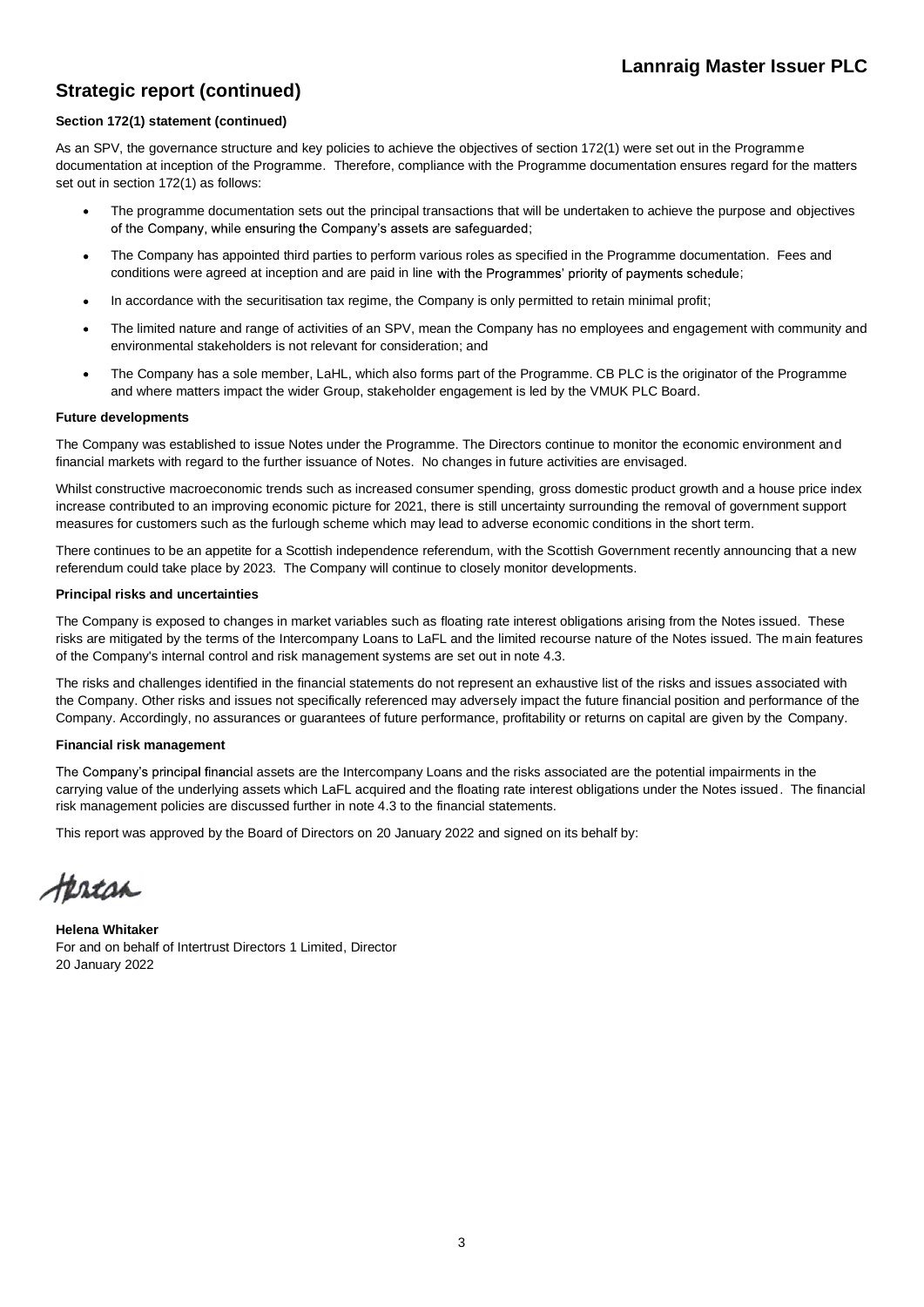## Strategic report (continued)

**Section 172(1) statement (continued)**

As an SPV, the governance structure and key policies to achieve the objectives of section 172(1) were set out in the Programme documentation at inception of the Programme. Therefore, compliance with the Programme documentation ensures regard for the matters set out in section 172(1) as follows:

- The programme documentation sets out the principal transactions that will be undertaken to achieve the purpose and objectives of the Company, while ensuring the Company's assets are safeguarded;
- The Company has appointed third parties to perform various roles as specified in the Programme documentation. Fees and conditions were agreed at inception and are paid in line with the Programmes' priority of payments schedule;
- In accordance with the securitisation tax regime, the Company is only permitted to retain minimal profit;
- The limited nature and range of activities of an SPV, mean the Company has no employees and engagement with community and environmental stakeholders is not relevant for consideration; and
- The Company has a sole member, LaHL, which also forms part of the Programme. CB PLC is the originator of the Programme and where matters impact the wider Group, stakeholder engagement is led by the VMUK PLC Board.

**Future developments**

The Company was established to issue Notes under the Programme. The Directors continue to monitor the economic environment and financial markets with regard to the further issuance of Notes. No changes in future activities are envisaged.

Whilst constructive macroeconomic trends such as increased consumer spending, gross domestic product growth and a house price index increase contributed to an improving economic picture for 2021, there is still uncertainty surrounding the removal of government support measures for customers such as the furlough scheme which may lead to adverse economic conditions in the short term.

There continues to be an appetite for a Scottish independence referendum, with the Scottish Government recently announcing that a new referendum could take place by 2023. The Company will continue to closely monitor developments.

**Principal risks and uncertainties**

The Company is exposed to changes in market variables such as floating rate interest obligations arising from the Notes issued. These risks are mitigated by the terms of the Intercompany Loans to LaFL and the limited recourse nature of the Notes issued. The main features of the Company's internal control and risk management systems are set out in note 4.3.

The risks and challenges identified in the financial statements do not represent an exhaustive list of the risks and issues associated with the Company. Other risks and issues not specifically referenced may adversely impact the future financial position and performance of the Company. Accordingly, no assurances or guarantees of future performance, profitability or returns on capital are given by the Company.

**Financial risk management**

The Company's principal financial assets are the Intercompany Loans and the risks associated are the potential impairments in the carrying value of the underlying assets which LaFL acquired and the floating rate interest obligations under the Notes issued. The financial risk management policies are discussed further in note 4.3 to the financial statements.

This report was approved by the Board of Directors on 20 January 2022 and signed on its behalf by:

**Helena Whitaker**
For and on behalf of Intertrust Directors 1 Limited, Director
20 January 2022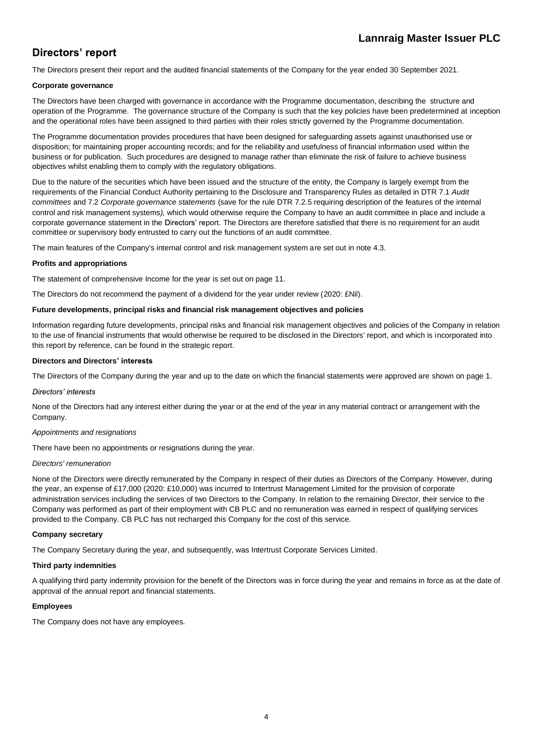# Directors' report

The Directors present their report and the audited financial statements of the Company for the year ended 30 September 2021.

**Corporate governance**

The Directors have been charged with governance in accordance with the Programme documentation, describing the structure and operation of the Programme. The governance structure of the Company is such that the key policies have been predetermined at inception and the operational roles have been assigned to third parties with their roles strictly governed by the Programme documentation.

The Programme documentation provides procedures that have been designed for safeguarding assets against unauthorised use or disposition; for maintaining proper accounting records; and for the reliability and usefulness of financial information used within the business or for publication. Such procedures are designed to manage rather than eliminate the risk of failure to achieve business objectives whilst enabling them to comply with the regulatory obligations.

Due to the nature of the securities which have been issued and the structure of the entity, the Company is largely exempt from the requirements of the Financial Conduct Authority pertaining to the Disclosure and Transparency Rules as detailed in DTR 7.1 *Audit committees* and 7.2 *Corporate governance statements* (save for the rule DTR 7.2.5 requiring description of the features of the internal control and risk management systems*),* which would otherwise require the Company to have an audit committee in place and include a corporate governance statement in the Directors' report. The Directors are therefore satisfied that there is no requirement for an audit committee or supervisory body entrusted to carry out the functions of an audit committee.

The main features of the Company's internal control and risk management system are set out in note 4.3.

**Profits and appropriations**

The statement of comprehensive Income for the year is set out on page 11.

The Directors do not recommend the payment of a dividend for the year under review (2020: £Nil).

**Future developments, principal risks and financial risk management objectives and policies**

Information regarding future developments, principal risks and financial risk management objectives and policies of the Company in relation to the use of financial instruments that would otherwise be required to be disclosed in the Directors' report, and which is incorporated into this report by reference, can be found in the strategic report.

**Directors and Directors' interests**

The Directors of the Company during the year and up to the date on which the financial statements were approved are shown on page 1.

*Directors' interests*

None of the Directors had any interest either during the year or at the end of the year in any material contract or arrangement with the Company.

*Appointments and resignations*

There have been no appointments or resignations during the year.

*Directors' remuneration*

None of the Directors were directly remunerated by the Company in respect of their duties as Directors of the Company. However, during the year, an expense of £17,000 (2020: £10,000) was incurred to Intertrust Management Limited for the provision of corporate administration services including the services of two Directors to the Company. In relation to the remaining Director, their service to the Company was performed as part of their employment with CB PLC and no remuneration was earned in respect of qualifying services provided to the Company. CB PLC has not recharged this Company for the cost of this service.

**Company secretary**

The Company Secretary during the year, and subsequently, was Intertrust Corporate Services Limited.

**Third party indemnities**

A qualifying third party indemnity provision for the benefit of the Directors was in force during the year and remains in force as at the date of approval of the annual report and financial statements.

**Employees**

The Company does not have any employees.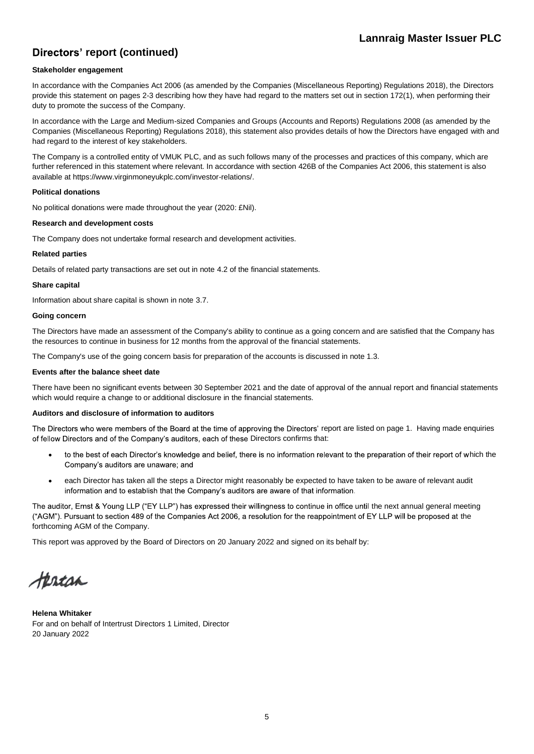## Directors' report (continued)

**Stakeholder engagement**

In accordance with the Companies Act 2006 (as amended by the Companies (Miscellaneous Reporting) Regulations 2018), the Directors provide this statement on pages 2-3 describing how they have had regard to the matters set out in section 172(1), when performing their duty to promote the success of the Company.

In accordance with the Large and Medium-sized Companies and Groups (Accounts and Reports) Regulations 2008 (as amended by the Companies (Miscellaneous Reporting) Regulations 2018), this statement also provides details of how the Directors have engaged with and had regard to the interest of key stakeholders.

The Company is a controlled entity of VMUK PLC, and as such follows many of the processes and practices of this company, which are further referenced in this statement where relevant. In accordance with section 426B of the Companies Act 2006, this statement is also available at https://www.virginmoneyukplc.com/investor-relations/.

**Political donations**

No political donations were made throughout the year (2020: £Nil).

**Research and development costs**

The Company does not undertake formal research and development activities.

**Related parties**

Details of related party transactions are set out in note 4.2 of the financial statements.

**Share capital**

Information about share capital is shown in note 3.7.

**Going concern**

The Directors have made an assessment of the Company's ability to continue as a going concern and are satisfied that the Company has the resources to continue in business for 12 months from the approval of the financial statements.

The Company's use of the going concern basis for preparation of the accounts is discussed in note 1.3.

**Events after the balance sheet date**

There have been no significant events between 30 September 2021 and the date of approval of the annual report and financial statements which would require a change to or additional disclosure in the financial statements.

**Auditors and disclosure of information to auditors**

The Directors who were members of the Board at the time of approving the Directors' report are listed on page 1. Having made enquiries of fellow Directors and of the Company's auditors, each of these Directors confirms that:

- to the best of each Director's knowledge and belief, there is no information relevant to the preparation of their report of which the Company's auditors are unaware; and
- each Director has taken all the steps a Director might reasonably be expected to have taken to be aware of relevant audit information and to establish that the Company's auditors are aware of that information.

The auditor, Ernst & Young LLP ("EY LLP") has expressed their willingness to continue in office until the next annual general meeting ("AGM"). Pursuant to section 489 of the Companies Act 2006, a resolution for the reappointment of EY LLP will be proposed at the forthcoming AGM of the Company.

This report was approved by the Board of Directors on 20 January 2022 and signed on its behalf by:

**Helena Whitaker**
For and on behalf of Intertrust Directors 1 Limited, Director
20 January 2022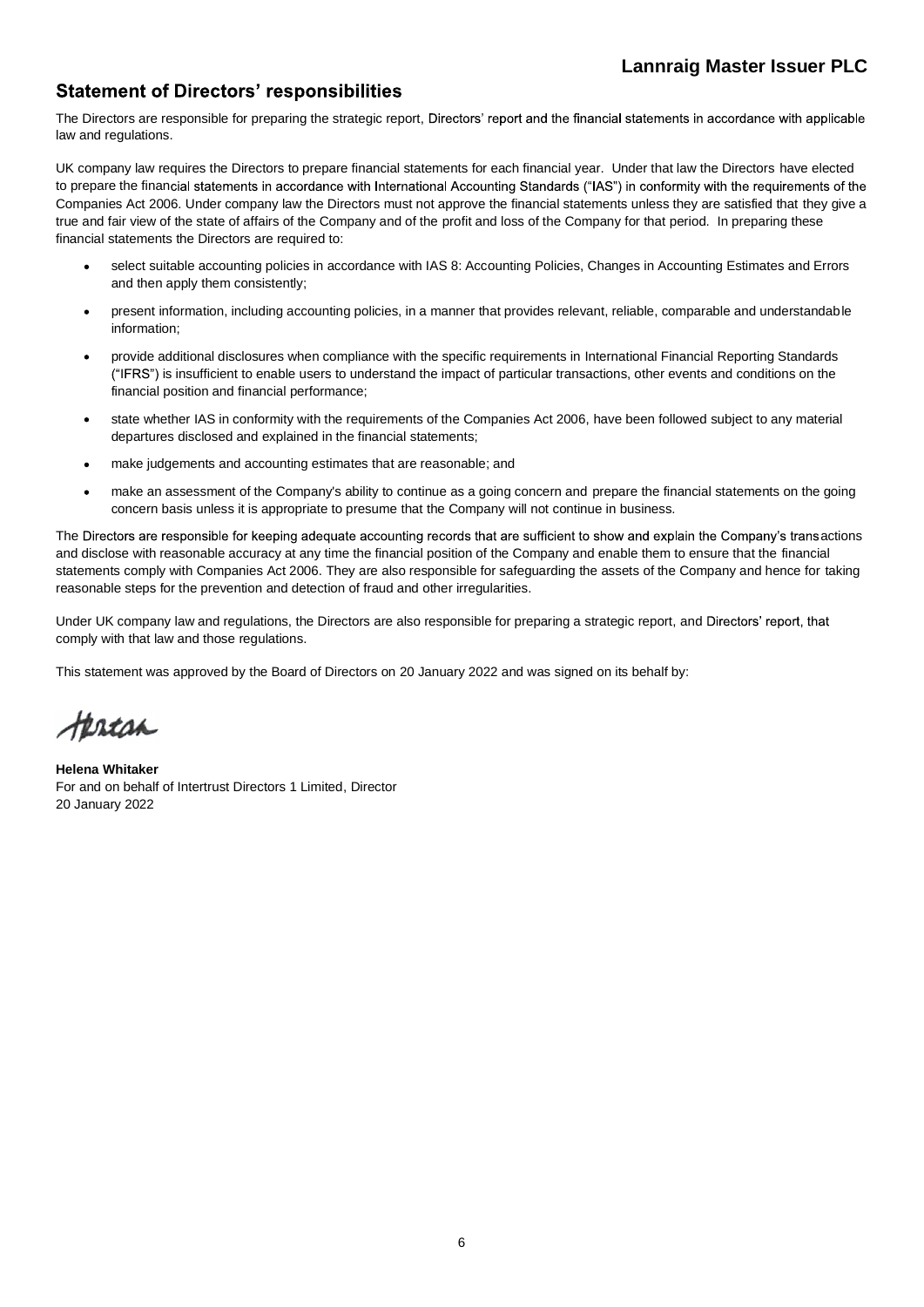## Statement of Directors' responsibilities

The Directors are responsible for preparing the strategic report, Directors' report and the financial statements in accordance with applicable law and regulations.

UK company law requires the Directors to prepare financial statements for each financial year. Under that law the Directors have elected to prepare the financial statements in accordance with International Accounting Standards ("IAS") in conformity with the requirements of the Companies Act 2006. Under company law the Directors must not approve the financial statements unless they are satisfied that they give a true and fair view of the state of affairs of the Company and of the profit and loss of the Company for that period. In preparing these financial statements the Directors are required to:

- select suitable accounting policies in accordance with IAS 8: Accounting Policies, Changes in Accounting Estimates and Errors and then apply them consistently;
- present information, including accounting policies, in a manner that provides relevant, reliable, comparable and understandable information;
- provide additional disclosures when compliance with the specific requirements in International Financial Reporting Standards ("IFRS") is insufficient to enable users to understand the impact of particular transactions, other events and conditions on the financial position and financial performance;
- state whether IAS in conformity with the requirements of the Companies Act 2006, have been followed subject to any material departures disclosed and explained in the financial statements;
- make judgements and accounting estimates that are reasonable; and
- make an assessment of the Company's ability to continue as a going concern and prepare the financial statements on the going concern basis unless it is appropriate to presume that the Company will not continue in business.

The Directors are responsible for keeping adequate accounting records that are sufficient to show and explain the Company's transactions and disclose with reasonable accuracy at any time the financial position of the Company and enable them to ensure that the financial statements comply with Companies Act 2006. They are also responsible for safeguarding the assets of the Company and hence for taking reasonable steps for the prevention and detection of fraud and other irregularities.

Under UK company law and regulations, the Directors are also responsible for preparing a strategic report, and Directors' report, that comply with that law and those regulations.

This statement was approved by the Board of Directors on 20 January 2022 and was signed on its behalf by:

**Helena Whitaker**
For and on behalf of Intertrust Directors 1 Limited, Director
20 January 2022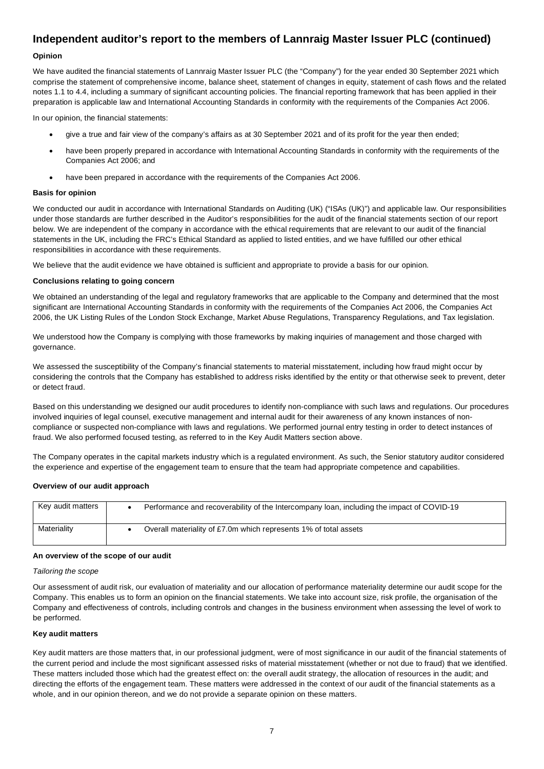# Independent auditor's report to the members of Lannraig Master Issuer PLC (continued)

**Opinion**

We have audited the financial statements of Lannraig Master Issuer PLC (the "Company") for the year ended 30 September 2021 which comprise the statement of comprehensive income, balance sheet, statement of changes in equity, statement of cash flows and the related notes 1.1 to 4.4, including a summary of significant accounting policies. The financial reporting framework that has been applied in their preparation is applicable law and International Accounting Standards in conformity with the requirements of the Companies Act 2006.

In our opinion, the financial statements:

- give a true and fair view of the company's affairs as at 30 September 2021 and of its profit for the year then ended;
- have been properly prepared in accordance with International Accounting Standards in conformity with the requirements of the Companies Act 2006; and
- have been prepared in accordance with the requirements of the Companies Act 2006.

**Basis for opinion**

We conducted our audit in accordance with International Standards on Auditing (UK) ("ISAs (UK)") and applicable law. Our responsibilities under those standards are further described in the Auditor's responsibilities for the audit of the financial statements section of our report below. We are independent of the company in accordance with the ethical requirements that are relevant to our audit of the financial statements in the UK, including the FRC's Ethical Standard as applied to listed entities, and we have fulfilled our other ethical responsibilities in accordance with these requirements.

We believe that the audit evidence we have obtained is sufficient and appropriate to provide a basis for our opinion.

**Conclusions relating to going concern**

We obtained an understanding of the legal and regulatory frameworks that are applicable to the Company and determined that the most significant are International Accounting Standards in conformity with the requirements of the Companies Act 2006, the Companies Act 2006, the UK Listing Rules of the London Stock Exchange, Market Abuse Regulations, Transparency Regulations, and Tax legislation.

We understood how the Company is complying with those frameworks by making inquiries of management and those charged with governance.

We assessed the susceptibility of the Company's financial statements to material misstatement, including how fraud might occur by considering the controls that the Company has established to address risks identified by the entity or that otherwise seek to prevent, deter or detect fraud.

Based on this understanding we designed our audit procedures to identify non-compliance with such laws and regulations. Our procedures involved inquiries of legal counsel, executive management and internal audit for their awareness of any known instances of non-compliance or suspected non-compliance with laws and regulations. We performed journal entry testing in order to detect instances of fraud. We also performed focused testing, as referred to in the Key Audit Matters section above.

The Company operates in the capital markets industry which is a regulated environment. As such, the Senior statutory auditor considered the experience and expertise of the engagement team to ensure that the team had appropriate competence and capabilities.

**Overview of our audit approach**

| | |
|---|---|
| Key audit matters | • Performance and recoverability of the Intercompany loan, including the impact of COVID-19 |
| Materiality | • Overall materiality of £7.0m which represents 1% of total assets |

**An overview of the scope of our audit**

*Tailoring the scope*

Our assessment of audit risk, our evaluation of materiality and our allocation of performance materiality determine our audit scope for the Company. This enables us to form an opinion on the financial statements. We take into account size, risk profile, the organisation of the Company and effectiveness of controls, including controls and changes in the business environment when assessing the level of work to be performed.

**Key audit matters**

Key audit matters are those matters that, in our professional judgment, were of most significance in our audit of the financial statements of the current period and include the most significant assessed risks of material misstatement (whether or not due to fraud) that we identified. These matters included those which had the greatest effect on: the overall audit strategy, the allocation of resources in the audit; and directing the efforts of the engagement team. These matters were addressed in the context of our audit of the financial statements as a whole, and in our opinion thereon, and we do not provide a separate opinion on these matters.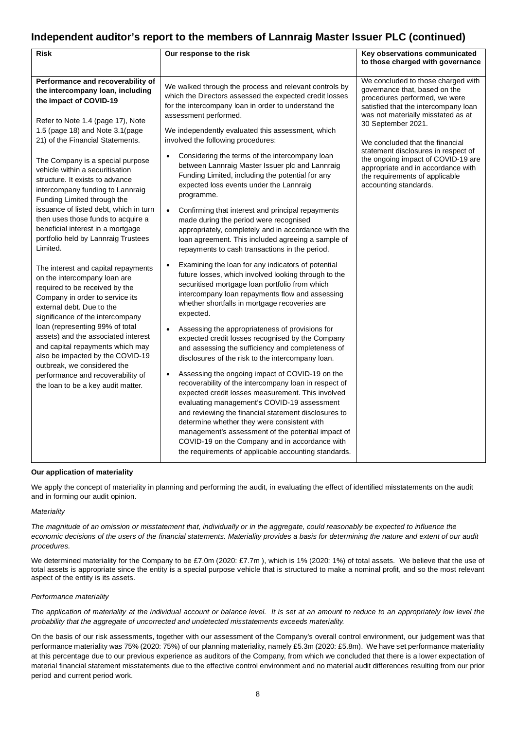## Independent auditor's report to the members of Lannraig Master Issuer PLC (continued)

| Risk | Our response to the risk | Key observations communicated to those charged with governance |
|---|---|---|
| **Performance and recoverability of the intercompany loan, including the impact of COVID-19**<br><br>Refer to Note 1.4 (page 17), Note 1.5 (page 18) and Note 3.1(page 21) of the Financial Statements.<br><br>The Company is a special purpose vehicle within a securitisation structure. It exists to advance intercompany funding to Lannraig Funding Limited through the issuance of listed debt, which in turn then uses those funds to acquire a beneficial interest in a mortgage portfolio held by Lannraig Trustees Limited.<br><br>The interest and capital repayments on the intercompany loan are required to be received by the Company in order to service its external debt. Due to the significance of the intercompany loan (representing 99% of total assets) and the associated interest and capital repayments which may also be impacted by the COVID-19 outbreak, we considered the performance and recoverability of the loan to be a key audit matter. | We walked through the process and relevant controls by which the Directors assessed the expected credit losses for the intercompany loan in order to understand the assessment performed.<br><br>We independently evaluated this assessment, which involved the following procedures:<br><br>• Considering the terms of the intercompany loan between Lannraig Master Issuer plc and Lannraig Funding Limited, including the potential for any expected loss events under the Lannraig programme.<br><br>• Confirming that interest and principal repayments made during the period were recognised appropriately, completely and in accordance with the loan agreement. This included agreeing a sample of repayments to cash transactions in the period.<br><br>• Examining the loan for any indicators of potential future losses, which involved looking through to the securitised mortgage loan portfolio from which intercompany loan repayments flow and assessing whether shortfalls in mortgage recoveries are expected.<br><br>• Assessing the appropriateness of provisions for expected credit losses recognised by the Company and assessing the sufficiency and completeness of disclosures of the risk to the intercompany loan.<br><br>• Assessing the ongoing impact of COVID-19 on the recoverability of the intercompany loan in respect of expected credit losses measurement. This involved evaluating management's COVID-19 assessment and reviewing the financial statement disclosures to determine whether they were consistent with management's assessment of the potential impact of COVID-19 on the Company and in accordance with the requirements of applicable accounting standards. | We concluded to those charged with governance that, based on the procedures performed, we were satisfied that the intercompany loan was not materially misstated as at 30 September 2021.<br><br>We concluded that the financial statement disclosures in respect of the ongoing impact of COVID-19 are appropriate and in accordance with the requirements of applicable accounting standards. |

**Our application of materiality**

We apply the concept of materiality in planning and performing the audit, in evaluating the effect of identified misstatements on the audit and in forming our audit opinion.

*Materiality*

*The magnitude of an omission or misstatement that, individually or in the aggregate, could reasonably be expected to influence the economic decisions of the users of the financial statements. Materiality provides a basis for determining the nature and extent of our audit procedures.*

We determined materiality for the Company to be £7.0m (2020: £7.7m ), which is 1% (2020: 1%) of total assets. We believe that the use of total assets is appropriate since the entity is a special purpose vehicle that is structured to make a nominal profit, and so the most relevant aspect of the entity is its assets.

*Performance materiality*

*The application of materiality at the individual account or balance level. It is set at an amount to reduce to an appropriately low level the probability that the aggregate of uncorrected and undetected misstatements exceeds materiality.*

On the basis of our risk assessments, together with our assessment of the Company's overall control environment, our judgement was that performance materiality was 75% (2020: 75%) of our planning materiality, namely £5.3m (2020: £5.8m). We have set performance materiality at this percentage due to our previous experience as auditors of the Company, from which we concluded that there is a lower expectation of material financial statement misstatements due to the effective control environment and no material audit differences resulting from our prior period and current period work.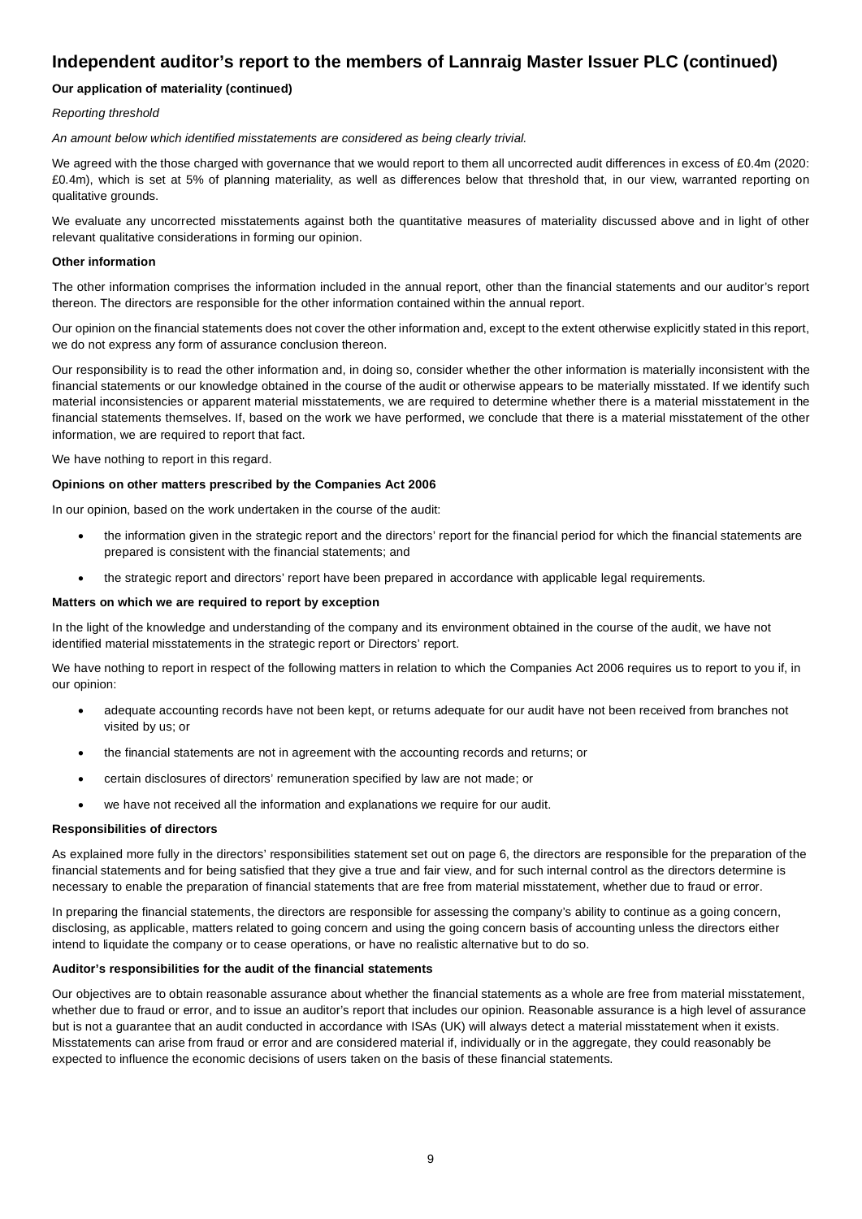## Independent auditor's report to the members of Lannraig Master Issuer PLC (continued)

**Our application of materiality (continued)**

*Reporting threshold*

*An amount below which identified misstatements are considered as being clearly trivial.*

We agreed with the those charged with governance that we would report to them all uncorrected audit differences in excess of £0.4m (2020: £0.4m), which is set at 5% of planning materiality, as well as differences below that threshold that, in our view, warranted reporting on qualitative grounds.

We evaluate any uncorrected misstatements against both the quantitative measures of materiality discussed above and in light of other relevant qualitative considerations in forming our opinion.

**Other information**

The other information comprises the information included in the annual report, other than the financial statements and our auditor's report thereon. The directors are responsible for the other information contained within the annual report.

Our opinion on the financial statements does not cover the other information and, except to the extent otherwise explicitly stated in this report, we do not express any form of assurance conclusion thereon.

Our responsibility is to read the other information and, in doing so, consider whether the other information is materially inconsistent with the financial statements or our knowledge obtained in the course of the audit or otherwise appears to be materially misstated. If we identify such material inconsistencies or apparent material misstatements, we are required to determine whether there is a material misstatement in the financial statements themselves. If, based on the work we have performed, we conclude that there is a material misstatement of the other information, we are required to report that fact.

We have nothing to report in this regard.

**Opinions on other matters prescribed by the Companies Act 2006**

In our opinion, based on the work undertaken in the course of the audit:

- the information given in the strategic report and the directors' report for the financial period for which the financial statements are prepared is consistent with the financial statements; and
- the strategic report and directors' report have been prepared in accordance with applicable legal requirements.

**Matters on which we are required to report by exception**

In the light of the knowledge and understanding of the company and its environment obtained in the course of the audit, we have not identified material misstatements in the strategic report or Directors' report.

We have nothing to report in respect of the following matters in relation to which the Companies Act 2006 requires us to report to you if, in our opinion:

- adequate accounting records have not been kept, or returns adequate for our audit have not been received from branches not visited by us; or
- the financial statements are not in agreement with the accounting records and returns; or
- certain disclosures of directors' remuneration specified by law are not made; or
- we have not received all the information and explanations we require for our audit.

**Responsibilities of directors**

As explained more fully in the directors' responsibilities statement set out on page 6, the directors are responsible for the preparation of the financial statements and for being satisfied that they give a true and fair view, and for such internal control as the directors determine is necessary to enable the preparation of financial statements that are free from material misstatement, whether due to fraud or error.

In preparing the financial statements, the directors are responsible for assessing the company's ability to continue as a going concern, disclosing, as applicable, matters related to going concern and using the going concern basis of accounting unless the directors either intend to liquidate the company or to cease operations, or have no realistic alternative but to do so.

**Auditor's responsibilities for the audit of the financial statements**

Our objectives are to obtain reasonable assurance about whether the financial statements as a whole are free from material misstatement, whether due to fraud or error, and to issue an auditor's report that includes our opinion. Reasonable assurance is a high level of assurance but is not a guarantee that an audit conducted in accordance with ISAs (UK) will always detect a material misstatement when it exists. Misstatements can arise from fraud or error and are considered material if, individually or in the aggregate, they could reasonably be expected to influence the economic decisions of users taken on the basis of these financial statements.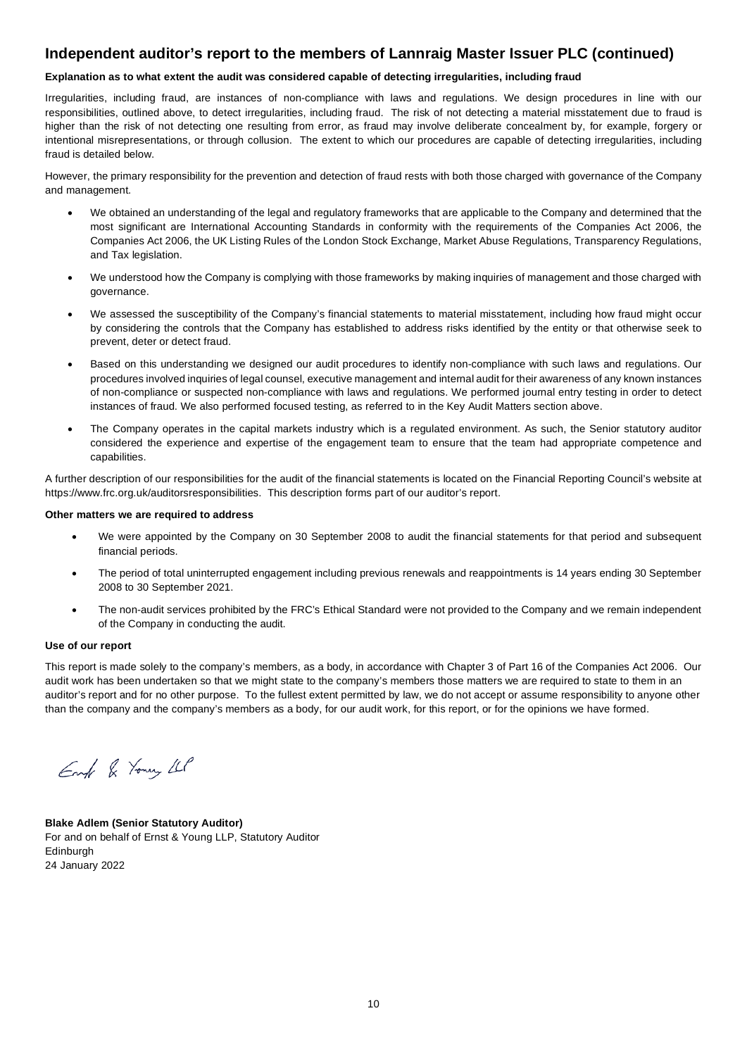## Independent auditor's report to the members of Lannraig Master Issuer PLC (continued)

**Explanation as to what extent the audit was considered capable of detecting irregularities, including fraud**

Irregularities, including fraud, are instances of non-compliance with laws and regulations. We design procedures in line with our responsibilities, outlined above, to detect irregularities, including fraud. The risk of not detecting a material misstatement due to fraud is higher than the risk of not detecting one resulting from error, as fraud may involve deliberate concealment by, for example, forgery or intentional misrepresentations, or through collusion. The extent to which our procedures are capable of detecting irregularities, including fraud is detailed below.

However, the primary responsibility for the prevention and detection of fraud rests with both those charged with governance of the Company and management.

- We obtained an understanding of the legal and regulatory frameworks that are applicable to the Company and determined that the most significant are International Accounting Standards in conformity with the requirements of the Companies Act 2006, the Companies Act 2006, the UK Listing Rules of the London Stock Exchange, Market Abuse Regulations, Transparency Regulations, and Tax legislation.
- We understood how the Company is complying with those frameworks by making inquiries of management and those charged with governance.
- We assessed the susceptibility of the Company's financial statements to material misstatement, including how fraud might occur by considering the controls that the Company has established to address risks identified by the entity or that otherwise seek to prevent, deter or detect fraud.
- Based on this understanding we designed our audit procedures to identify non-compliance with such laws and regulations. Our procedures involved inquiries of legal counsel, executive management and internal audit for their awareness of any known instances of non-compliance or suspected non-compliance with laws and regulations. We performed journal entry testing in order to detect instances of fraud. We also performed focused testing, as referred to in the Key Audit Matters section above.
- The Company operates in the capital markets industry which is a regulated environment. As such, the Senior statutory auditor considered the experience and expertise of the engagement team to ensure that the team had appropriate competence and capabilities.

A further description of our responsibilities for the audit of the financial statements is located on the Financial Reporting Council's website at https://www.frc.org.uk/auditorsresponsibilities. This description forms part of our auditor's report.

**Other matters we are required to address**

- We were appointed by the Company on 30 September 2008 to audit the financial statements for that period and subsequent financial periods.
- The period of total uninterrupted engagement including previous renewals and reappointments is 14 years ending 30 September 2008 to 30 September 2021.
- The non-audit services prohibited by the FRC's Ethical Standard were not provided to the Company and we remain independent of the Company in conducting the audit.

**Use of our report**

This report is made solely to the company's members, as a body, in accordance with Chapter 3 of Part 16 of the Companies Act 2006. Our audit work has been undertaken so that we might state to the company's members those matters we are required to state to them in an auditor's report and for no other purpose. To the fullest extent permitted by law, we do not accept or assume responsibility to anyone other than the company and the company's members as a body, for our audit work, for this report, or for the opinions we have formed.

Ernst & Young LLP

**Blake Adlem (Senior Statutory Auditor)**
For and on behalf of Ernst & Young LLP, Statutory Auditor
Edinburgh
24 January 2022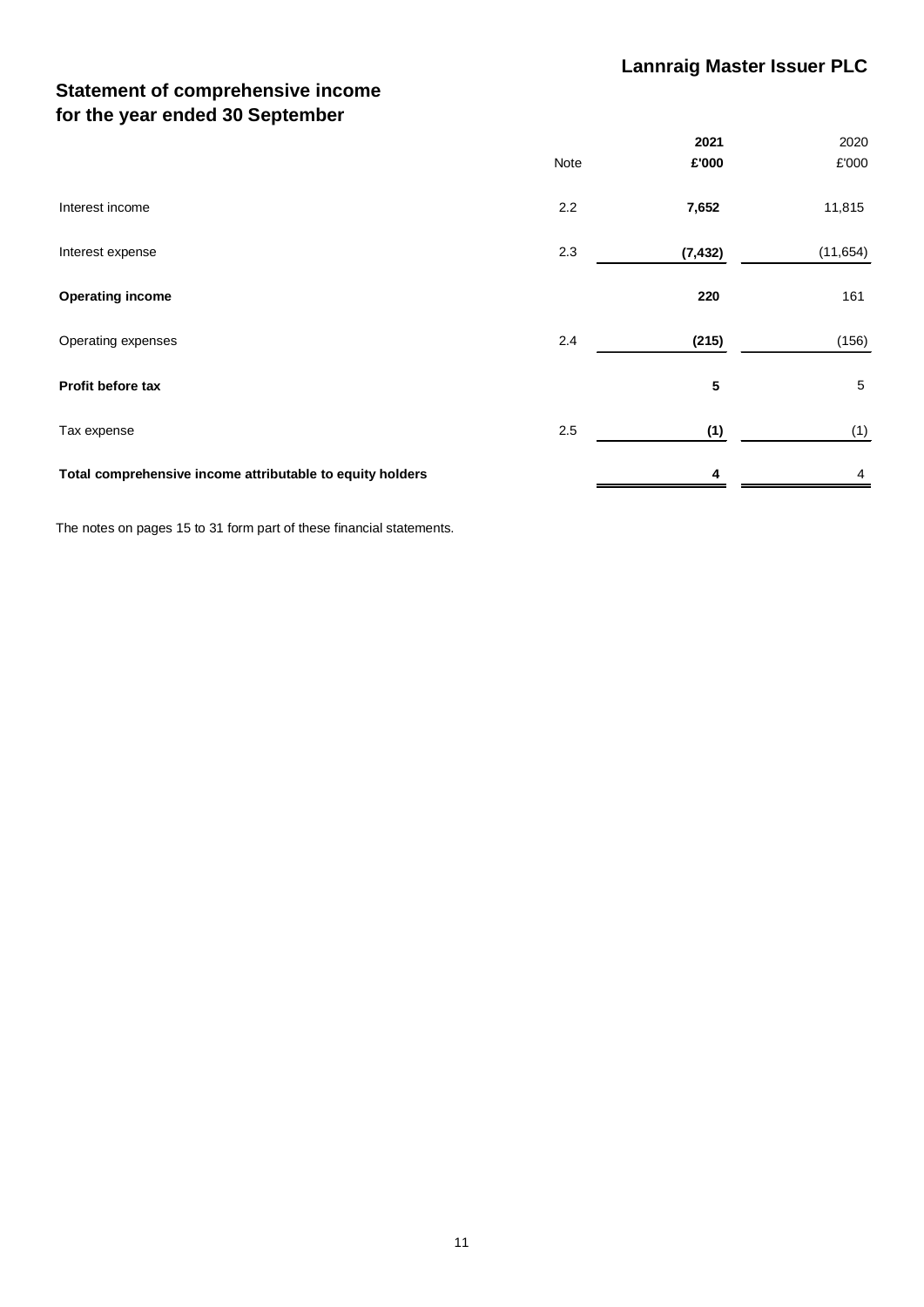**Lannraig Master Issuer PLC**

## Statement of comprehensive income
## for the year ended 30 September

| | Note | **2021** | 2020 |
|---|---|---|---|
| | | **£'000** | £'000 |
| Interest income | 2.2 | **7,652** | 11,815 |
| Interest expense | 2.3 | **(7,432)** | (11,654) |
| **Operating income** | | **220** | 161 |
| Operating expenses | 2.4 | **(215)** | (156) |
| **Profit before tax** | | **5** | 5 |
| Tax expense | 2.5 | **(1)** | (1) |
| **Total comprehensive income attributable to equity holders** | | **4** | 4 |

The notes on pages 15 to 31 form part of these financial statements.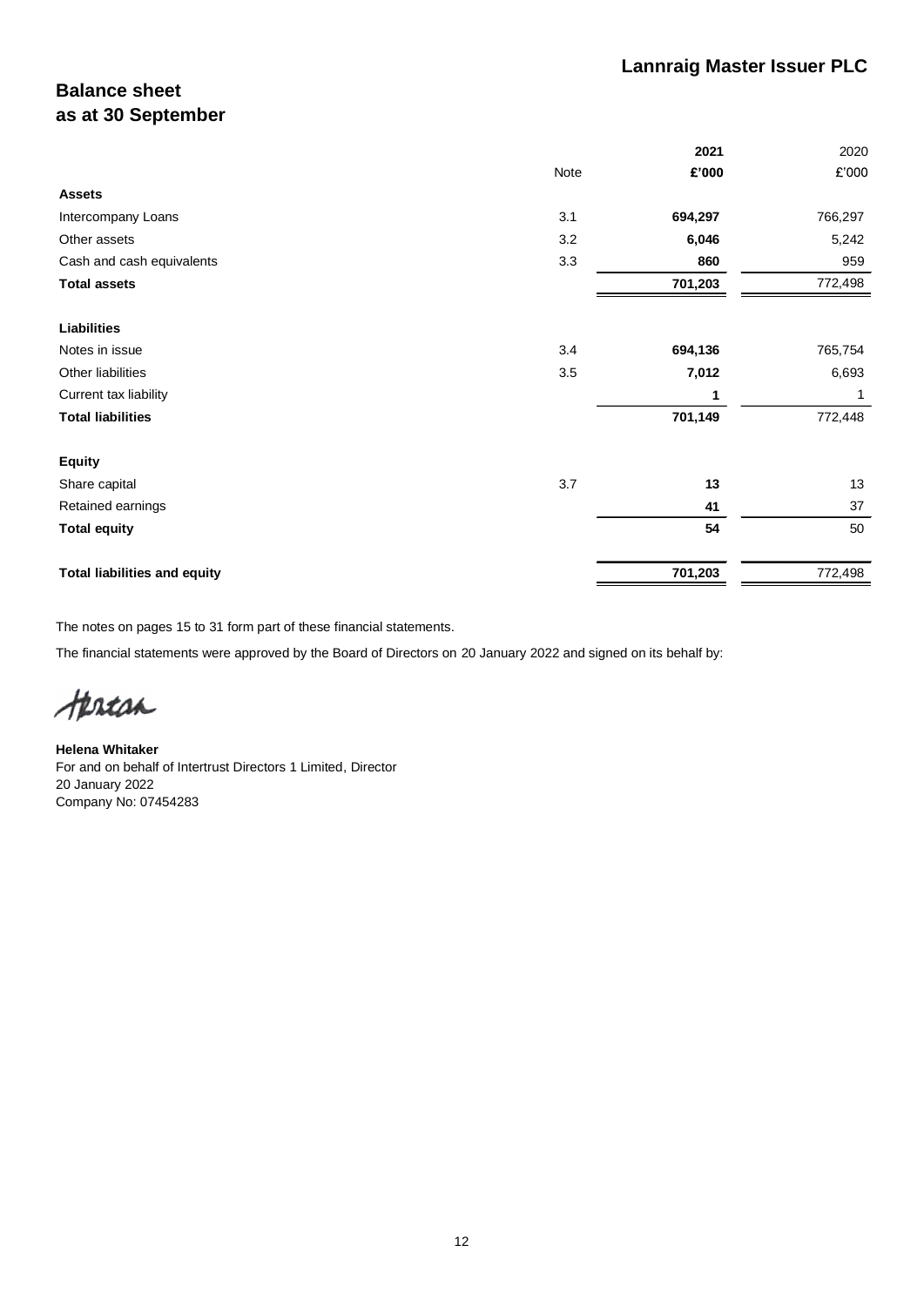## Lannraig Master Issuer PLC

# Balance sheet
## as at 30 September

| | Note | **2021** | 2020 |
|---|---|---|---|
| | | **£'000** | £'000 |
| **Assets** | | | |
| Intercompany Loans | 3.1 | **694,297** | 766,297 |
| Other assets | 3.2 | **6,046** | 5,242 |
| Cash and cash equivalents | 3.3 | **860** | 959 |
| **Total assets** | | **701,203** | 772,498 |
| **Liabilities** | | | |
| Notes in issue | 3.4 | **694,136** | 765,754 |
| Other liabilities | 3.5 | **7,012** | 6,693 |
| Current tax liability | | **1** | 1 |
| **Total liabilities** | | **701,149** | 772,448 |
| **Equity** | | | |
| Share capital | 3.7 | **13** | 13 |
| Retained earnings | | **41** | 37 |
| **Total equity** | | **54** | 50 |
| **Total liabilities and equity** | | **701,203** | 772,498 |

The notes on pages 15 to 31 form part of these financial statements.

The financial statements were approved by the Board of Directors on 20 January 2022 and signed on its behalf by:

**Helena Whitaker**
For and on behalf of Intertrust Directors 1 Limited, Director
20 January 2022
Company No: 07454283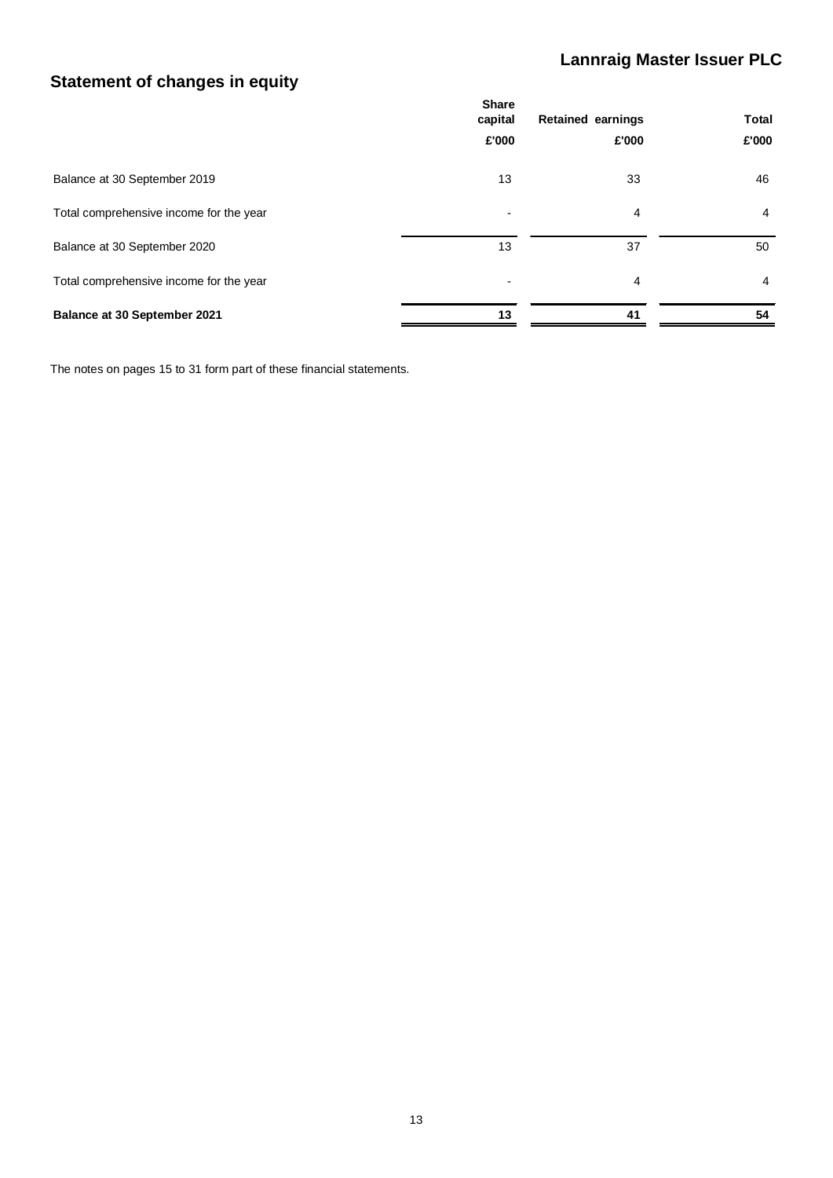# Lannraig Master Issuer PLC

## Statement of changes in equity

| | Share capital | Retained earnings | Total |
|---|---|---|---|
| | £'000 | £'000 | £'000 |
| Balance at 30 September 2019 | 13 | 33 | 46 |
| Total comprehensive income for the year | - | 4 | 4 |
| Balance at 30 September 2020 | 13 | 37 | 50 |
| Total comprehensive income for the year | - | 4 | 4 |
| **Balance at 30 September 2021** | **13** | **41** | **54** |

The notes on pages 15 to 31 form part of these financial statements.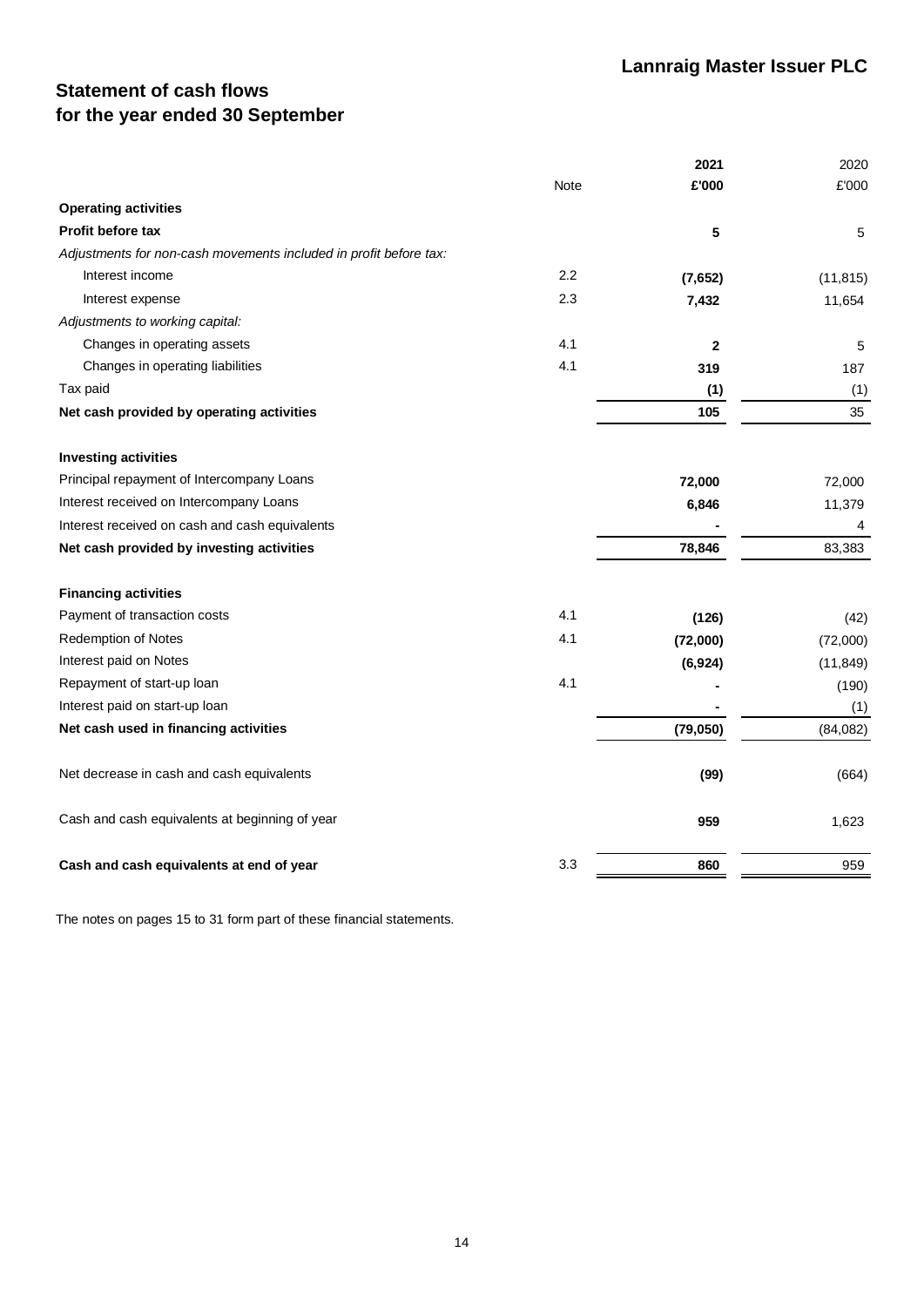## Lannraig Master Issuer PLC

# Statement of cash flows
# for the year ended 30 September

| | Note | **2021** | 2020 |
|---|---|---|---|
| | | **£'000** | £'000 |
| **Operating activities** | | | |
| **Profit before tax** | | **5** | 5 |
| *Adjustments for non-cash movements included in profit before tax:* | | | |
| Interest income | 2.2 | **(7,652)** | (11,815) |
| Interest expense | 2.3 | **7,432** | 11,654 |
| *Adjustments to working capital:* | | | |
| Changes in operating assets | 4.1 | **2** | 5 |
| Changes in operating liabilities | 4.1 | **319** | 187 |
| Tax paid | | **(1)** | (1) |
| **Net cash provided by operating activities** | | **105** | 35 |
| **Investing activities** | | | |
| Principal repayment of Intercompany Loans | | **72,000** | 72,000 |
| Interest received on Intercompany Loans | | **6,846** | 11,379 |
| Interest received on cash and cash equivalents | | **-** | 4 |
| **Net cash provided by investing activities** | | **78,846** | 83,383 |
| **Financing activities** | | | |
| Payment of transaction costs | 4.1 | **(126)** | (42) |
| Redemption of Notes | 4.1 | **(72,000)** | (72,000) |
| Interest paid on Notes | | **(6,924)** | (11,849) |
| Repayment of start-up loan | 4.1 | **-** | (190) |
| Interest paid on start-up loan | | **-** | (1) |
| **Net cash used in financing activities** | | **(79,050)** | (84,082) |
| Net decrease in cash and cash equivalents | | **(99)** | (664) |
| Cash and cash equivalents at beginning of year | | **959** | 1,623 |
| **Cash and cash equivalents at end of year** | 3.3 | **860** | 959 |

The notes on pages 15 to 31 form part of these financial statements.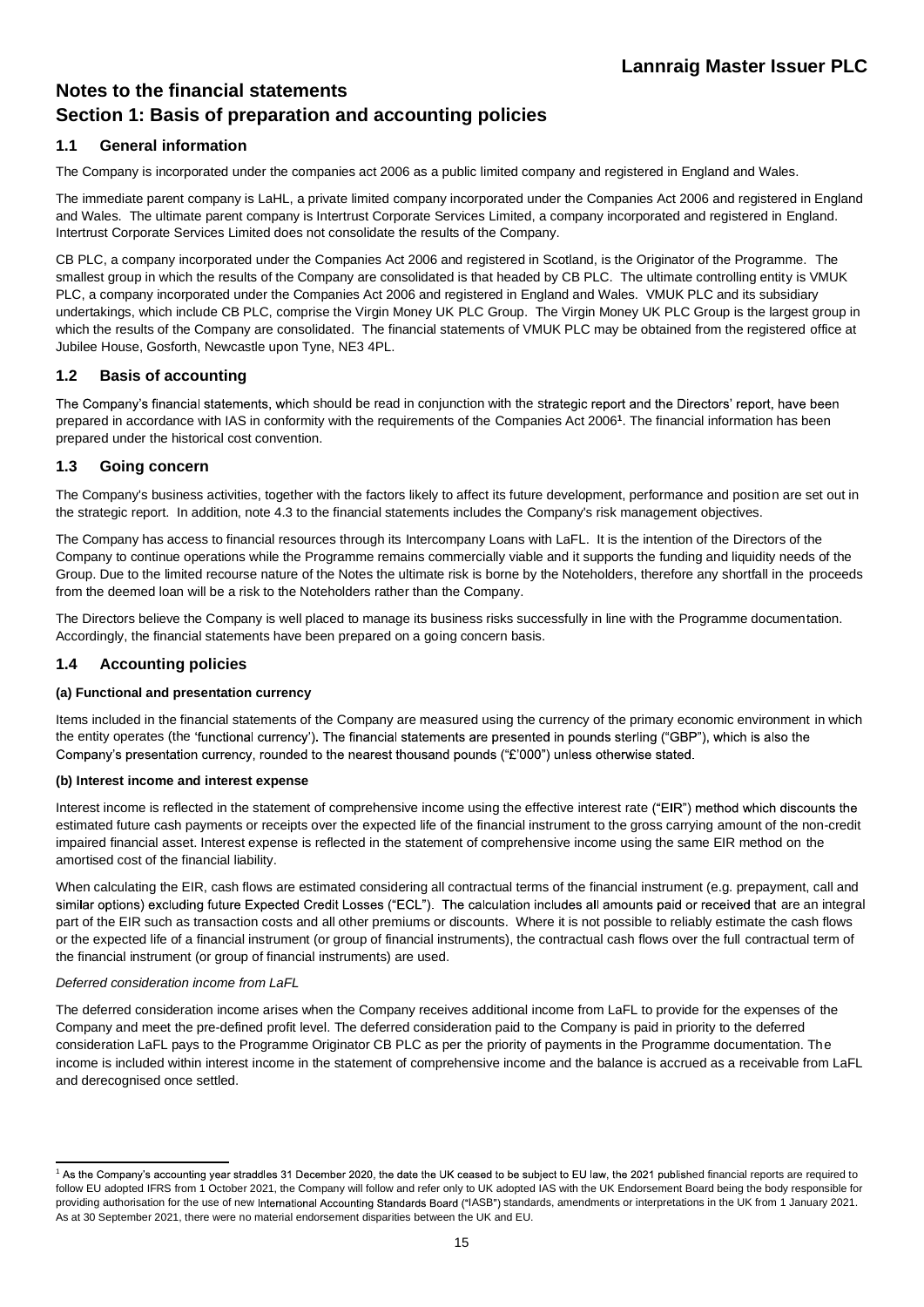# Notes to the financial statements

# Section 1: Basis of preparation and accounting policies

## 1.1 General information

The Company is incorporated under the companies act 2006 as a public limited company and registered in England and Wales.

The immediate parent company is LaHL, a private limited company incorporated under the Companies Act 2006 and registered in England and Wales. The ultimate parent company is Intertrust Corporate Services Limited, a company incorporated and registered in England. Intertrust Corporate Services Limited does not consolidate the results of the Company.

CB PLC, a company incorporated under the Companies Act 2006 and registered in Scotland, is the Originator of the Programme. The smallest group in which the results of the Company are consolidated is that headed by CB PLC. The ultimate controlling entity is VMUK PLC, a company incorporated under the Companies Act 2006 and registered in England and Wales. VMUK PLC and its subsidiary undertakings, which include CB PLC, comprise the Virgin Money UK PLC Group. The Virgin Money UK PLC Group is the largest group in which the results of the Company are consolidated. The financial statements of VMUK PLC may be obtained from the registered office at Jubilee House, Gosforth, Newcastle upon Tyne, NE3 4PL.

## 1.2 Basis of accounting

The Company's financial statements, which should be read in conjunction with the strategic report and the Directors' report, have been prepared in accordance with IAS in conformity with the requirements of the Companies Act 2006[1]. The financial information has been prepared under the historical cost convention.

## 1.3 Going concern

The Company's business activities, together with the factors likely to affect its future development, performance and position are set out in the strategic report. In addition, note 4.3 to the financial statements includes the Company's risk management objectives.

The Company has access to financial resources through its Intercompany Loans with LaFL. It is the intention of the Directors of the Company to continue operations while the Programme remains commercially viable and it supports the funding and liquidity needs of the Group. Due to the limited recourse nature of the Notes the ultimate risk is borne by the Noteholders, therefore any shortfall in the proceeds from the deemed loan will be a risk to the Noteholders rather than the Company.

The Directors believe the Company is well placed to manage its business risks successfully in line with the Programme documentation. Accordingly, the financial statements have been prepared on a going concern basis.

## 1.4 Accounting policies

#### (a) Functional and presentation currency

Items included in the financial statements of the Company are measured using the currency of the primary economic environment in which the entity operates (the 'functional currency'). The financial statements are presented in pounds sterling ("GBP"), which is also the Company's presentation currency, rounded to the nearest thousand pounds ("£'000") unless otherwise stated.

#### (b) Interest income and interest expense

Interest income is reflected in the statement of comprehensive income using the effective interest rate ("EIR") method which discounts the estimated future cash payments or receipts over the expected life of the financial instrument to the gross carrying amount of the non-credit impaired financial asset. Interest expense is reflected in the statement of comprehensive income using the same EIR method on the amortised cost of the financial liability.

When calculating the EIR, cash flows are estimated considering all contractual terms of the financial instrument (e.g. prepayment, call and similar options) excluding future Expected Credit Losses ("ECL"). The calculation includes all amounts paid or received that are an integral part of the EIR such as transaction costs and all other premiums or discounts. Where it is not possible to reliably estimate the cash flows or the expected life of a financial instrument (or group of financial instruments), the contractual cash flows over the full contractual term of the financial instrument (or group of financial instruments) are used.

*Deferred consideration income from LaFL*

The deferred consideration income arises when the Company receives additional income from LaFL to provide for the expenses of the Company and meet the pre-defined profit level. The deferred consideration paid to the Company is paid in priority to the deferred consideration LaFL pays to the Programme Originator CB PLC as per the priority of payments in the Programme documentation. The income is included within interest income in the statement of comprehensive income and the balance is accrued as a receivable from LaFL and derecognised once settled.

[1] As the Company's accounting year straddles 31 December 2020, the date the UK ceased to be subject to EU law, the 2021 published financial reports are required to follow EU adopted IFRS from 1 October 2021, the Company will follow and refer only to UK adopted IAS with the UK Endorsement Board being the body responsible for providing authorisation for the use of new International Accounting Standards Board ("IASB") standards, amendments or interpretations in the UK from 1 January 2021. As at 30 September 2021, there were no material endorsement disparities between the UK and EU.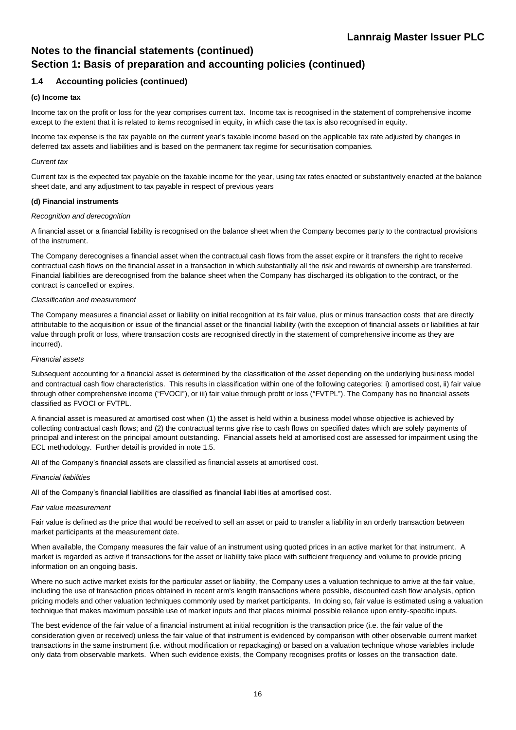# Notes to the financial statements (continued)

## Section 1: Basis of preparation and accounting policies (continued)

### 1.4 Accounting policies (continued)

**(c) Income tax**

Income tax on the profit or loss for the year comprises current tax. Income tax is recognised in the statement of comprehensive income except to the extent that it is related to items recognised in equity, in which case the tax is also recognised in equity.

Income tax expense is the tax payable on the current year's taxable income based on the applicable tax rate adjusted by changes in deferred tax assets and liabilities and is based on the permanent tax regime for securitisation companies.

*Current tax*

Current tax is the expected tax payable on the taxable income for the year, using tax rates enacted or substantively enacted at the balance sheet date, and any adjustment to tax payable in respect of previous years

**(d) Financial instruments**

*Recognition and derecognition*

A financial asset or a financial liability is recognised on the balance sheet when the Company becomes party to the contractual provisions of the instrument.

The Company derecognises a financial asset when the contractual cash flows from the asset expire or it transfers the right to receive contractual cash flows on the financial asset in a transaction in which substantially all the risk and rewards of ownership are transferred. Financial liabilities are derecognised from the balance sheet when the Company has discharged its obligation to the contract, or the contract is cancelled or expires.

*Classification and measurement*

The Company measures a financial asset or liability on initial recognition at its fair value, plus or minus transaction costs that are directly attributable to the acquisition or issue of the financial asset or the financial liability (with the exception of financial assets or liabilities at fair value through profit or loss, where transaction costs are recognised directly in the statement of comprehensive income as they are incurred).

*Financial assets*

Subsequent accounting for a financial asset is determined by the classification of the asset depending on the underlying business model and contractual cash flow characteristics. This results in classification within one of the following categories: i) amortised cost, ii) fair value through other comprehensive income ("FVOCI"), or iii) fair value through profit or loss ("FVTPL"). The Company has no financial assets classified as FVOCI or FVTPL.

A financial asset is measured at amortised cost when (1) the asset is held within a business model whose objective is achieved by collecting contractual cash flows; and (2) the contractual terms give rise to cash flows on specified dates which are solely payments of principal and interest on the principal amount outstanding. Financial assets held at amortised cost are assessed for impairment using the ECL methodology. Further detail is provided in note 1.5.

All of the Company's financial assets are classified as financial assets at amortised cost.

*Financial liabilities*

All of the Company's financial liabilities are classified as financial liabilities at amortised cost.

*Fair value measurement*

Fair value is defined as the price that would be received to sell an asset or paid to transfer a liability in an orderly transaction between market participants at the measurement date.

When available, the Company measures the fair value of an instrument using quoted prices in an active market for that instrument. A market is regarded as active if transactions for the asset or liability take place with sufficient frequency and volume to provide pricing information on an ongoing basis.

Where no such active market exists for the particular asset or liability, the Company uses a valuation technique to arrive at the fair value, including the use of transaction prices obtained in recent arm's length transactions where possible, discounted cash flow analysis, option pricing models and other valuation techniques commonly used by market participants. In doing so, fair value is estimated using a valuation technique that makes maximum possible use of market inputs and that places minimal possible reliance upon entity-specific inputs.

The best evidence of the fair value of a financial instrument at initial recognition is the transaction price (i.e. the fair value of the consideration given or received) unless the fair value of that instrument is evidenced by comparison with other observable current market transactions in the same instrument (i.e. without modification or repackaging) or based on a valuation technique whose variables include only data from observable markets. When such evidence exists, the Company recognises profits or losses on the transaction date.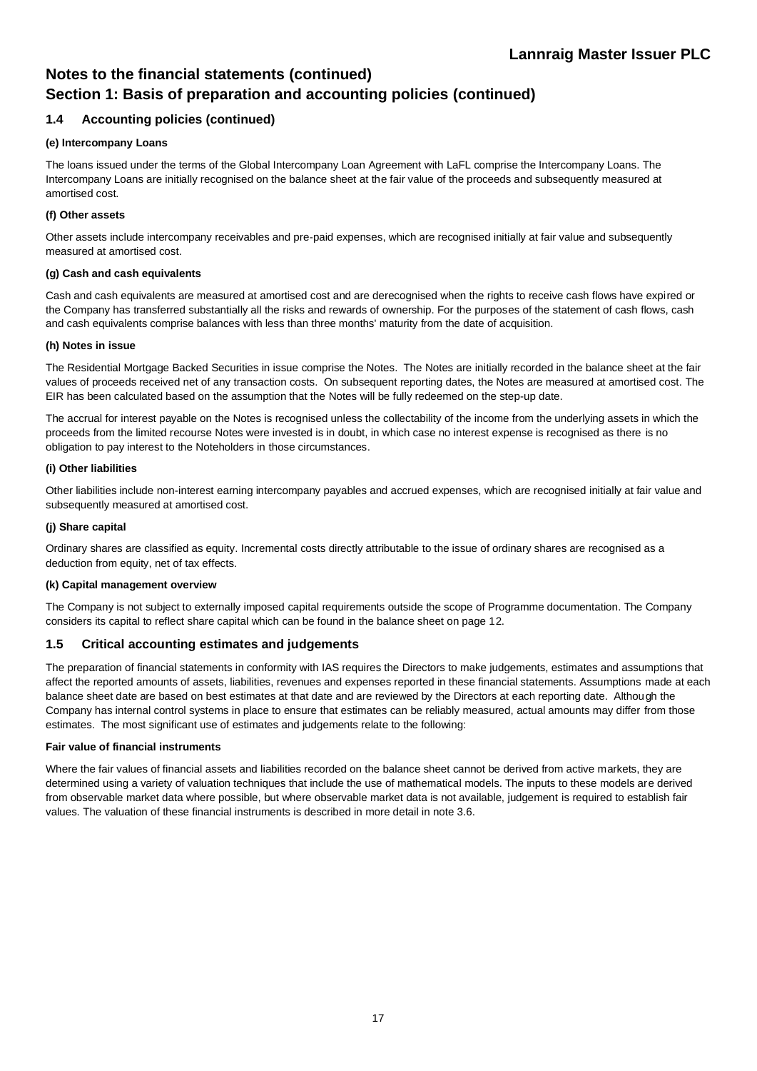# Notes to the financial statements (continued)

# Section 1: Basis of preparation and accounting policies (continued)

## 1.4 Accounting policies (continued)

**(e) Intercompany Loans**

The loans issued under the terms of the Global Intercompany Loan Agreement with LaFL comprise the Intercompany Loans. The Intercompany Loans are initially recognised on the balance sheet at the fair value of the proceeds and subsequently measured at amortised cost.

**(f) Other assets**

Other assets include intercompany receivables and pre-paid expenses, which are recognised initially at fair value and subsequently measured at amortised cost.

**(g) Cash and cash equivalents**

Cash and cash equivalents are measured at amortised cost and are derecognised when the rights to receive cash flows have expired or the Company has transferred substantially all the risks and rewards of ownership. For the purposes of the statement of cash flows, cash and cash equivalents comprise balances with less than three months' maturity from the date of acquisition.

**(h) Notes in issue**

The Residential Mortgage Backed Securities in issue comprise the Notes. The Notes are initially recorded in the balance sheet at the fair values of proceeds received net of any transaction costs. On subsequent reporting dates, the Notes are measured at amortised cost. The EIR has been calculated based on the assumption that the Notes will be fully redeemed on the step-up date.

The accrual for interest payable on the Notes is recognised unless the collectability of the income from the underlying assets in which the proceeds from the limited recourse Notes were invested is in doubt, in which case no interest expense is recognised as there is no obligation to pay interest to the Noteholders in those circumstances.

**(i) Other liabilities**

Other liabilities include non-interest earning intercompany payables and accrued expenses, which are recognised initially at fair value and subsequently measured at amortised cost.

**(j) Share capital**

Ordinary shares are classified as equity. Incremental costs directly attributable to the issue of ordinary shares are recognised as a deduction from equity, net of tax effects.

**(k) Capital management overview**

The Company is not subject to externally imposed capital requirements outside the scope of Programme documentation. The Company considers its capital to reflect share capital which can be found in the balance sheet on page 12.

## 1.5 Critical accounting estimates and judgements

The preparation of financial statements in conformity with IAS requires the Directors to make judgements, estimates and assumptions that affect the reported amounts of assets, liabilities, revenues and expenses reported in these financial statements. Assumptions made at each balance sheet date are based on best estimates at that date and are reviewed by the Directors at each reporting date. Although the Company has internal control systems in place to ensure that estimates can be reliably measured, actual amounts may differ from those estimates. The most significant use of estimates and judgements relate to the following:

**Fair value of financial instruments**

Where the fair values of financial assets and liabilities recorded on the balance sheet cannot be derived from active markets, they are determined using a variety of valuation techniques that include the use of mathematical models. The inputs to these models are derived from observable market data where possible, but where observable market data is not available, judgement is required to establish fair values. The valuation of these financial instruments is described in more detail in note 3.6.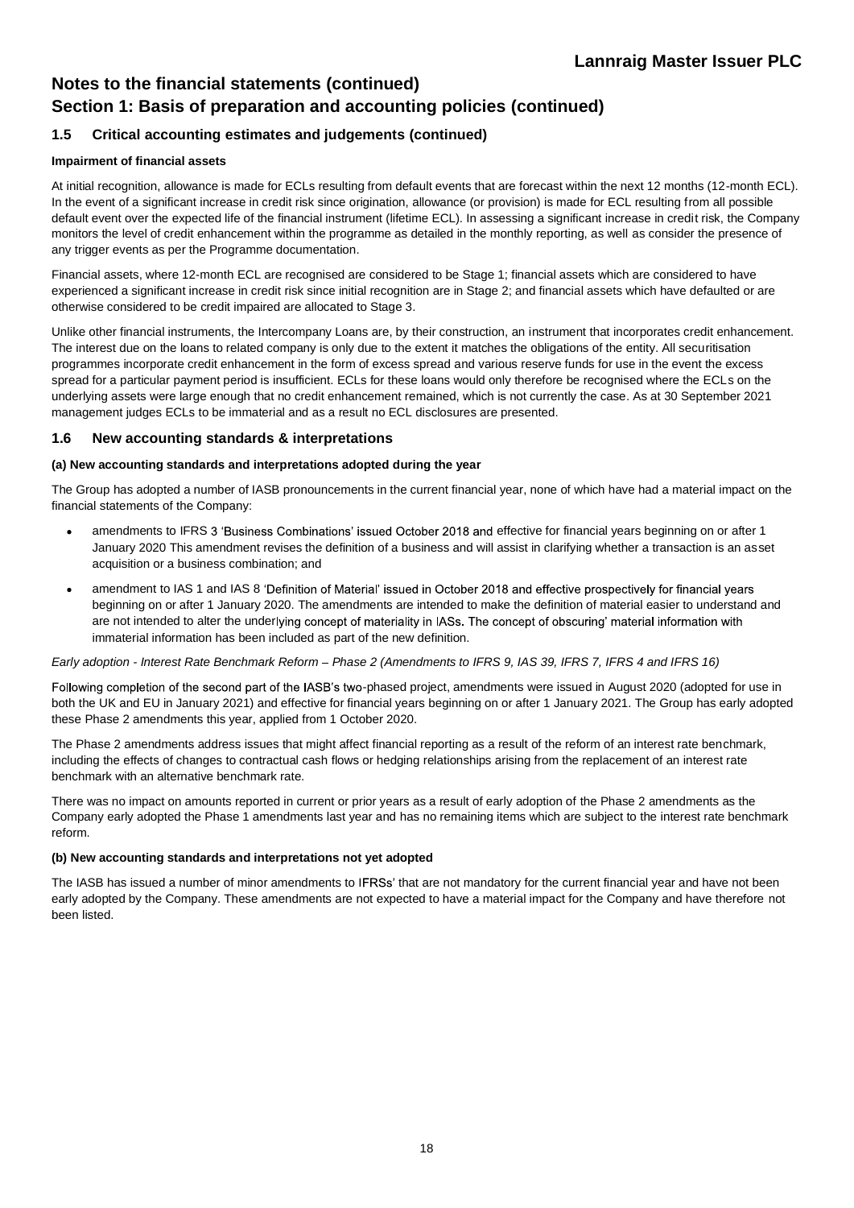# Notes to the financial statements (continued)

# Section 1: Basis of preparation and accounting policies (continued)

## 1.5 Critical accounting estimates and judgements (continued)

**Impairment of financial assets**

At initial recognition, allowance is made for ECLs resulting from default events that are forecast within the next 12 months (12-month ECL). In the event of a significant increase in credit risk since origination, allowance (or provision) is made for ECL resulting from all possible default event over the expected life of the financial instrument (lifetime ECL). In assessing a significant increase in credit risk, the Company monitors the level of credit enhancement within the programme as detailed in the monthly reporting, as well as consider the presence of any trigger events as per the Programme documentation.

Financial assets, where 12-month ECL are recognised are considered to be Stage 1; financial assets which are considered to have experienced a significant increase in credit risk since initial recognition are in Stage 2; and financial assets which have defaulted or are otherwise considered to be credit impaired are allocated to Stage 3.

Unlike other financial instruments, the Intercompany Loans are, by their construction, an instrument that incorporates credit enhancement. The interest due on the loans to related company is only due to the extent it matches the obligations of the entity. All securitisation programmes incorporate credit enhancement in the form of excess spread and various reserve funds for use in the event the excess spread for a particular payment period is insufficient. ECLs for these loans would only therefore be recognised where the ECLs on the underlying assets were large enough that no credit enhancement remained, which is not currently the case. As at 30 September 2021 management judges ECLs to be immaterial and as a result no ECL disclosures are presented.

## 1.6 New accounting standards & interpretations

**(a) New accounting standards and interpretations adopted during the year**

The Group has adopted a number of IASB pronouncements in the current financial year, none of which have had a material impact on the financial statements of the Company:

- amendments to IFRS 3 'Business Combinations' issued October 2018 and effective for financial years beginning on or after 1 January 2020 This amendment revises the definition of a business and will assist in clarifying whether a transaction is an asset acquisition or a business combination; and
- amendment to IAS 1 and IAS 8 'Definition of Material' issued in October 2018 and effective prospectively for financial years beginning on or after 1 January 2020. The amendments are intended to make the definition of material easier to understand and are not intended to alter the underlying concept of materiality in IASs. The concept of obscuring' material information with immaterial information has been included as part of the new definition.

*Early adoption - Interest Rate Benchmark Reform – Phase 2 (Amendments to IFRS 9, IAS 39, IFRS 7, IFRS 4 and IFRS 16)*

Following completion of the second part of the IASB's two-phased project, amendments were issued in August 2020 (adopted for use in both the UK and EU in January 2021) and effective for financial years beginning on or after 1 January 2021. The Group has early adopted these Phase 2 amendments this year, applied from 1 October 2020.

The Phase 2 amendments address issues that might affect financial reporting as a result of the reform of an interest rate benchmark, including the effects of changes to contractual cash flows or hedging relationships arising from the replacement of an interest rate benchmark with an alternative benchmark rate.

There was no impact on amounts reported in current or prior years as a result of early adoption of the Phase 2 amendments as the Company early adopted the Phase 1 amendments last year and has no remaining items which are subject to the interest rate benchmark reform.

**(b) New accounting standards and interpretations not yet adopted**

The IASB has issued a number of minor amendments to IFRSs' that are not mandatory for the current financial year and have not been early adopted by the Company. These amendments are not expected to have a material impact for the Company and have therefore not been listed.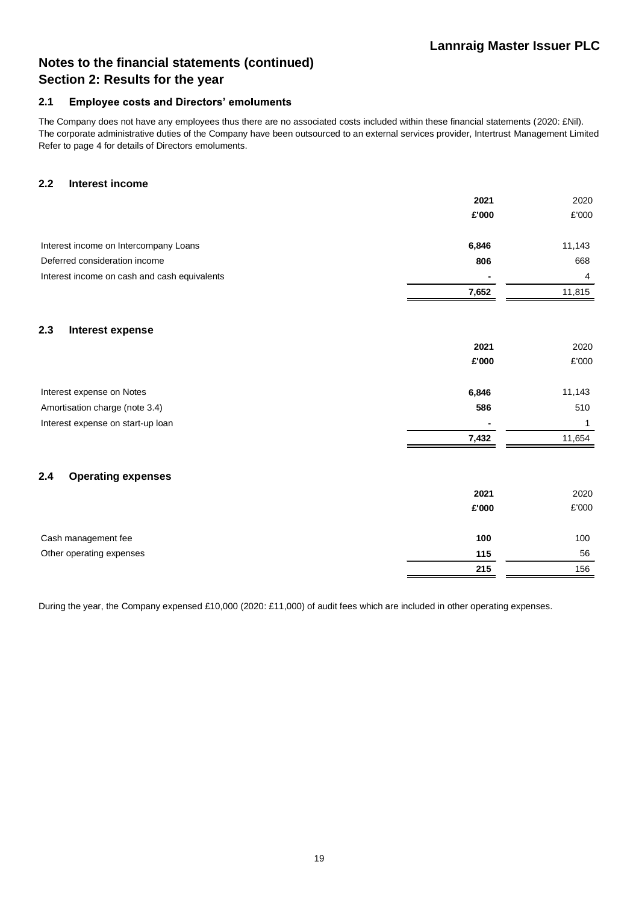## Notes to the financial statements (continued)

## Section 2: Results for the year

### 2.1 Employee costs and Directors' emoluments

The Company does not have any employees thus there are no associated costs included within these financial statements (2020: £Nil). The corporate administrative duties of the Company have been outsourced to an external services provider, Intertrust Management Limited Refer to page 4 for details of Directors emoluments.

### 2.2 Interest income

| | **2021** | 2020 |
|---|---|---|
| | **£'000** | £'000 |
| Interest income on Intercompany Loans | **6,846** | 11,143 |
| Deferred consideration income | **806** | 668 |
| Interest income on cash and cash equivalents | **-** | 4 |
| | **7,652** | 11,815 |

### 2.3 Interest expense

| | **2021** | 2020 |
|---|---|---|
| | **£'000** | £'000 |
| Interest expense on Notes | **6,846** | 11,143 |
| Amortisation charge (note 3.4) | **586** | 510 |
| Interest expense on start-up loan | **-** | 1 |
| | **7,432** | 11,654 |

### 2.4 Operating expenses

| | **2021** | 2020 |
|---|---|---|
| | **£'000** | £'000 |
| Cash management fee | **100** | 100 |
| Other operating expenses | **115** | 56 |
| | **215** | 156 |

During the year, the Company expensed £10,000 (2020: £11,000) of audit fees which are included in other operating expenses.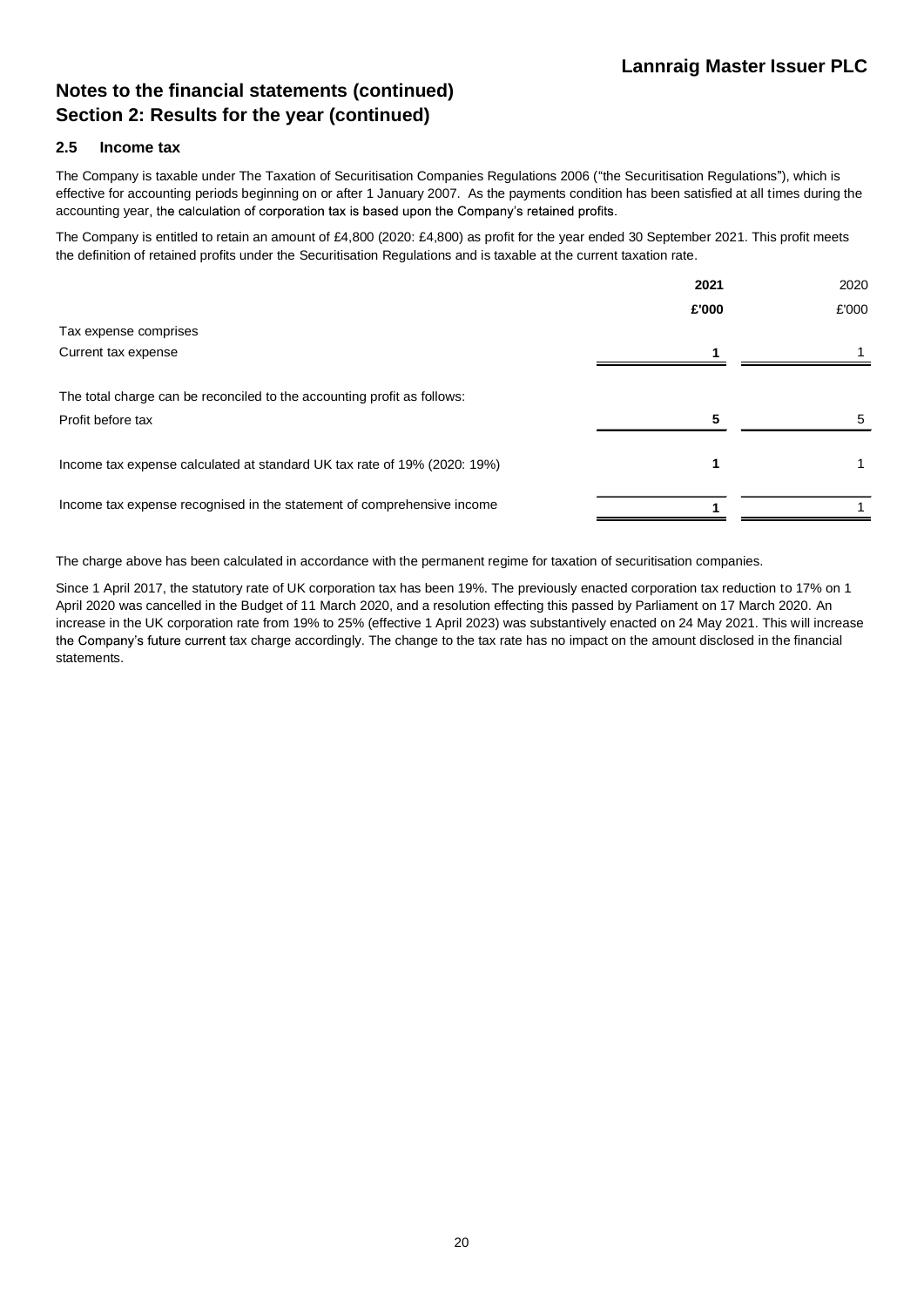# Notes to the financial statements (continued)

## Section 2: Results for the year (continued)

### 2.5 Income tax

The Company is taxable under The Taxation of Securitisation Companies Regulations 2006 ("the Securitisation Regulations"), which is effective for accounting periods beginning on or after 1 January 2007. As the payments condition has been satisfied at all times during the accounting year, the calculation of corporation tax is based upon the Company's retained profits.

The Company is entitled to retain an amount of £4,800 (2020: £4,800) as profit for the year ended 30 September 2021. This profit meets the definition of retained profits under the Securitisation Regulations and is taxable at the current taxation rate.

| | **2021** | 2020 |
|---|---|---|
| | **£'000** | £'000 |
| Tax expense comprises | | |
| Current tax expense | **1** | 1 |
| | | |
| The total charge can be reconciled to the accounting profit as follows: | | |
| Profit before tax | **5** | 5 |
| | | |
| Income tax expense calculated at standard UK tax rate of 19% (2020: 19%) | **1** | 1 |
| | | |
| Income tax expense recognised in the statement of comprehensive income | **1** | 1 |

The charge above has been calculated in accordance with the permanent regime for taxation of securitisation companies.

Since 1 April 2017, the statutory rate of UK corporation tax has been 19%. The previously enacted corporation tax reduction to 17% on 1 April 2020 was cancelled in the Budget of 11 March 2020, and a resolution effecting this passed by Parliament on 17 March 2020. An increase in the UK corporation rate from 19% to 25% (effective 1 April 2023) was substantively enacted on 24 May 2021. This will increase the Company's future current tax charge accordingly. The change to the tax rate has no impact on the amount disclosed in the financial statements.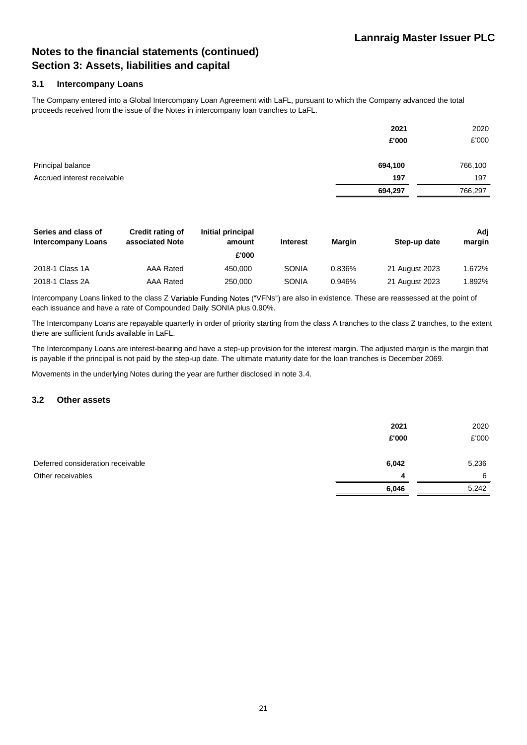# Notes to the financial statements (continued)

## Section 3: Assets, liabilities and capital

### 3.1 Intercompany Loans

The Company entered into a Global Intercompany Loan Agreement with LaFL, pursuant to which the Company advanced the total proceeds received from the issue of the Notes in intercompany loan tranches to LaFL.

| | **2021** | 2020 |
|---|---|---|
| | **£'000** | £'000 |
| Principal balance | **694,100** | 766,100 |
| Accrued interest receivable | **197** | 197 |
| | **694,297** | 766,297 |

| **Series and class of Intercompany Loans** | **Credit rating of associated Note** | **Initial principal amount** | **Interest** | **Margin** | **Step-up date** | **Adj margin** |
|---|---|---|---|---|---|---|
| | | **£'000** | | | | |
| 2018-1 Class 1A | AAA Rated | 450,000 | SONIA | 0.836% | 21 August 2023 | 1.672% |
| 2018-1 Class 2A | AAA Rated | 250,000 | SONIA | 0.946% | 21 August 2023 | 1.892% |

Intercompany Loans linked to the class Z Variable Funding Notes ("VFNs") are also in existence. These are reassessed at the point of each issuance and have a rate of Compounded Daily SONIA plus 0.90%.

The Intercompany Loans are repayable quarterly in order of priority starting from the class A tranches to the class Z tranches, to the extent there are sufficient funds available in LaFL.

The Intercompany Loans are interest-bearing and have a step-up provision for the interest margin. The adjusted margin is the margin that is payable if the principal is not paid by the step-up date. The ultimate maturity date for the loan tranches is December 2069.

Movements in the underlying Notes during the year are further disclosed in note 3.4.

### 3.2 Other assets

| | **2021** | 2020 |
|---|---|---|
| | **£'000** | £'000 |
| Deferred consideration receivable | **6,042** | 5,236 |
| Other receivables | **4** | 6 |
| | **6,046** | 5,242 |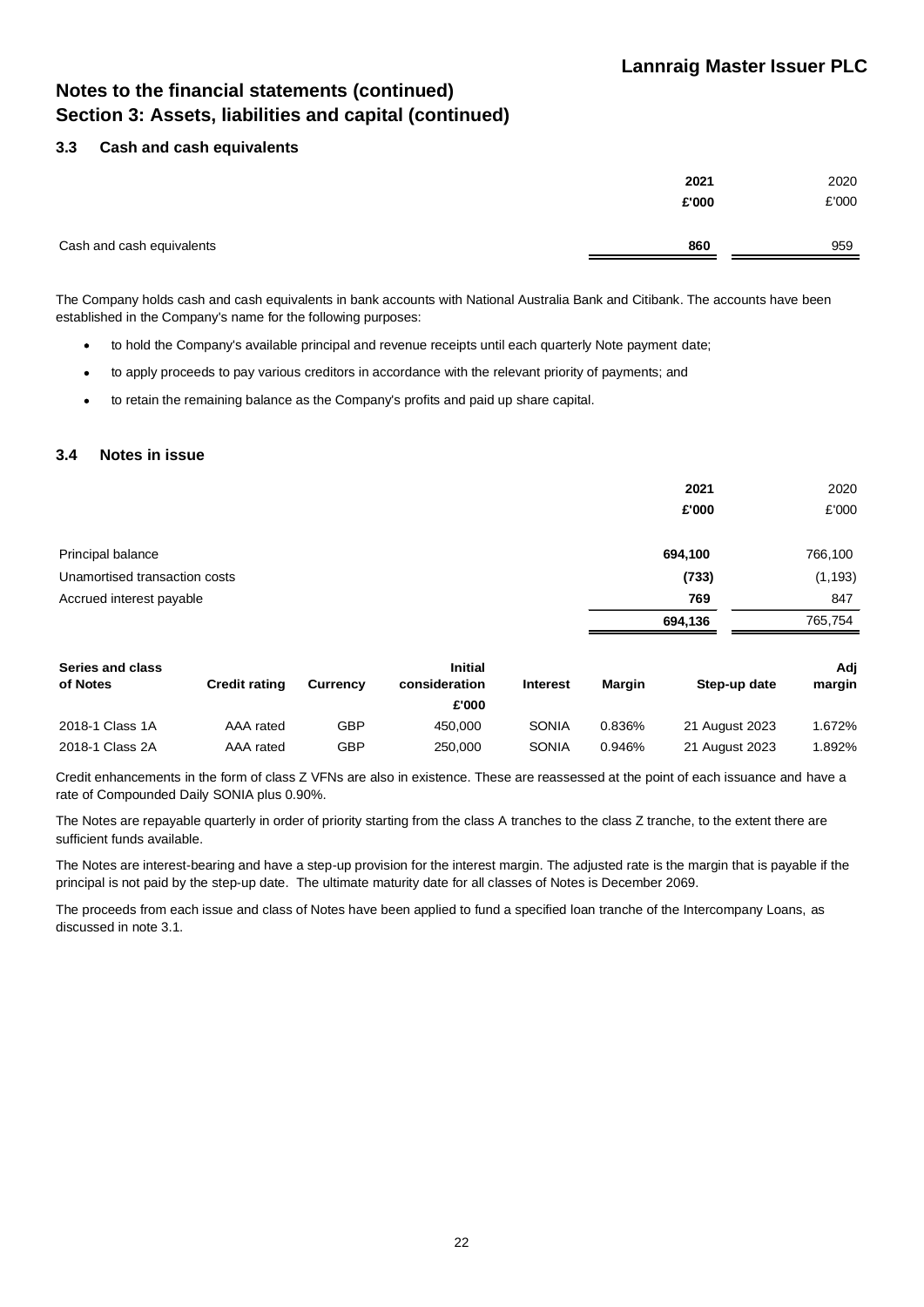# Notes to the financial statements (continued)
# Section 3: Assets, liabilities and capital (continued)

### 3.3 Cash and cash equivalents

| | **2021** | 2020 |
|---|---|---|
| | **£'000** | £'000 |
| Cash and cash equivalents | **860** | 959 |

The Company holds cash and cash equivalents in bank accounts with National Australia Bank and Citibank. The accounts have been established in the Company's name for the following purposes:

- to hold the Company's available principal and revenue receipts until each quarterly Note payment date;
- to apply proceeds to pay various creditors in accordance with the relevant priority of payments; and
- to retain the remaining balance as the Company's profits and paid up share capital.

### 3.4 Notes in issue

| | **2021** | 2020 |
|---|---|---|
| | **£'000** | £'000 |
| Principal balance | **694,100** | 766,100 |
| Unamortised transaction costs | **(733)** | (1,193) |
| Accrued interest payable | **769** | 847 |
| | **694,136** | 765,754 |

| **Series and class of Notes** | **Credit rating** | **Currency** | **Initial consideration £'000** | **Interest** | **Margin** | **Step-up date** | **Adj margin** |
|---|---|---|---|---|---|---|---|
| 2018-1 Class 1A | AAA rated | GBP | 450,000 | SONIA | 0.836% | 21 August 2023 | 1.672% |
| 2018-1 Class 2A | AAA rated | GBP | 250,000 | SONIA | 0.946% | 21 August 2023 | 1.892% |

Credit enhancements in the form of class Z VFNs are also in existence. These are reassessed at the point of each issuance and have a rate of Compounded Daily SONIA plus 0.90%.

The Notes are repayable quarterly in order of priority starting from the class A tranches to the class Z tranche, to the extent there are sufficient funds available.

The Notes are interest-bearing and have a step-up provision for the interest margin. The adjusted rate is the margin that is payable if the principal is not paid by the step-up date. The ultimate maturity date for all classes of Notes is December 2069.

The proceeds from each issue and class of Notes have been applied to fund a specified loan tranche of the Intercompany Loans, as discussed in note 3.1.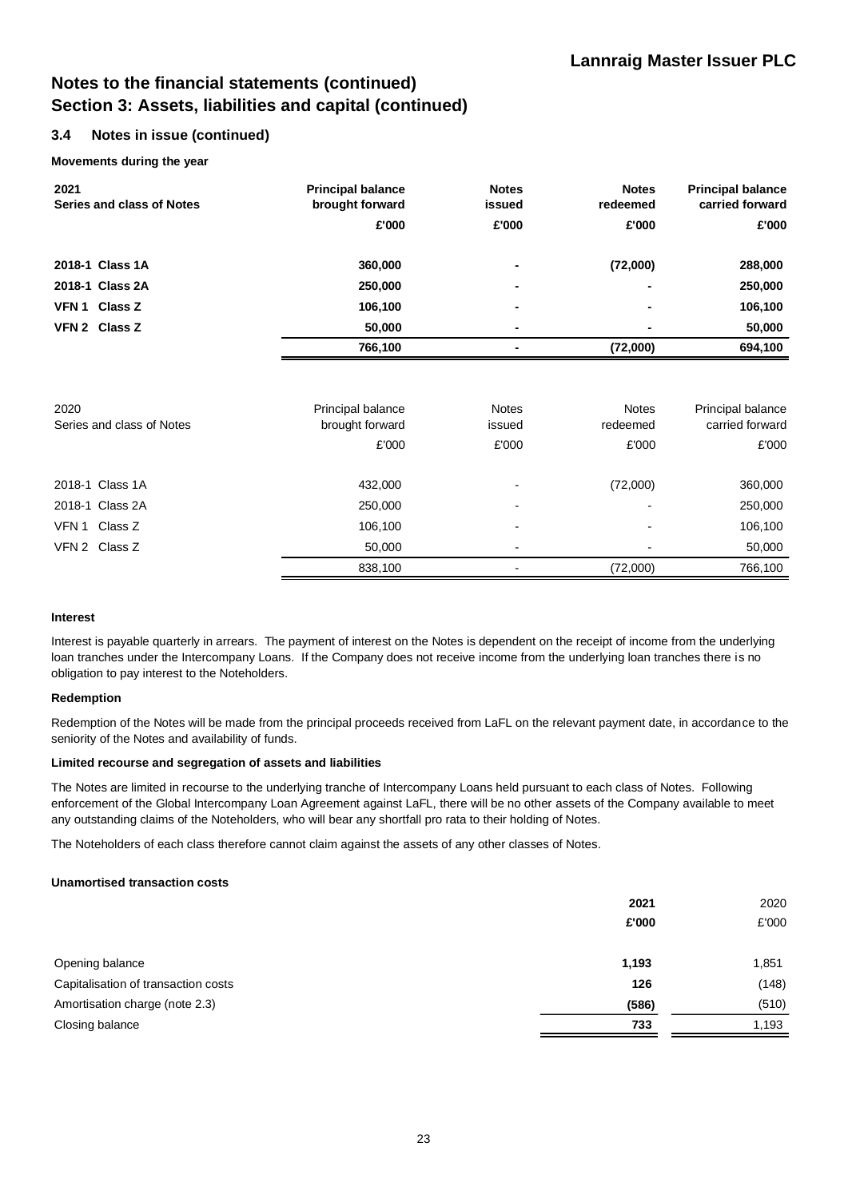## Notes to the financial statements (continued)
## Section 3: Assets, liabilities and capital (continued)

### 3.4 Notes in issue (continued)

**Movements during the year**

| **2021**<br>**Series and class of Notes** | **Principal balance brought forward** | **Notes issued** | **Notes redeemed** | **Principal balance carried forward** |
|---|---|---|---|---|
| | **£'000** | **£'000** | **£'000** | **£'000** |
| **2018-1 Class 1A** | **360,000** | **-** | **(72,000)** | **288,000** |
| **2018-1 Class 2A** | **250,000** | **-** | **-** | **250,000** |
| **VFN 1 Class Z** | **106,100** | **-** | **-** | **106,100** |
| **VFN 2 Class Z** | **50,000** | **-** | **-** | **50,000** |
| | **766,100** | **-** | **(72,000)** | **694,100** |

| 2020<br>Series and class of Notes | Principal balance brought forward | Notes issued | Notes redeemed | Principal balance carried forward |
|---|---|---|---|---|
| | £'000 | £'000 | £'000 | £'000 |
| 2018-1 Class 1A | 432,000 | - | (72,000) | 360,000 |
| 2018-1 Class 2A | 250,000 | - | - | 250,000 |
| VFN 1 Class Z | 106,100 | - | - | 106,100 |
| VFN 2 Class Z | 50,000 | - | - | 50,000 |
| | 838,100 | - | (72,000) | 766,100 |

**Interest**

Interest is payable quarterly in arrears. The payment of interest on the Notes is dependent on the receipt of income from the underlying loan tranches under the Intercompany Loans. If the Company does not receive income from the underlying loan tranches there is no obligation to pay interest to the Noteholders.

**Redemption**

Redemption of the Notes will be made from the principal proceeds received from LaFL on the relevant payment date, in accordance to the seniority of the Notes and availability of funds.

**Limited recourse and segregation of assets and liabilities**

The Notes are limited in recourse to the underlying tranche of Intercompany Loans held pursuant to each class of Notes. Following enforcement of the Global Intercompany Loan Agreement against LaFL, there will be no other assets of the Company available to meet any outstanding claims of the Noteholders, who will bear any shortfall pro rata to their holding of Notes.

The Noteholders of each class therefore cannot claim against the assets of any other classes of Notes.

**Unamortised transaction costs**

| | **2021** | 2020 |
|---|---|---|
| | **£'000** | £'000 |
| Opening balance | **1,193** | 1,851 |
| Capitalisation of transaction costs | **126** | (148) |
| Amortisation charge (note 2.3) | **(586)** | (510) |
| Closing balance | **733** | 1,193 |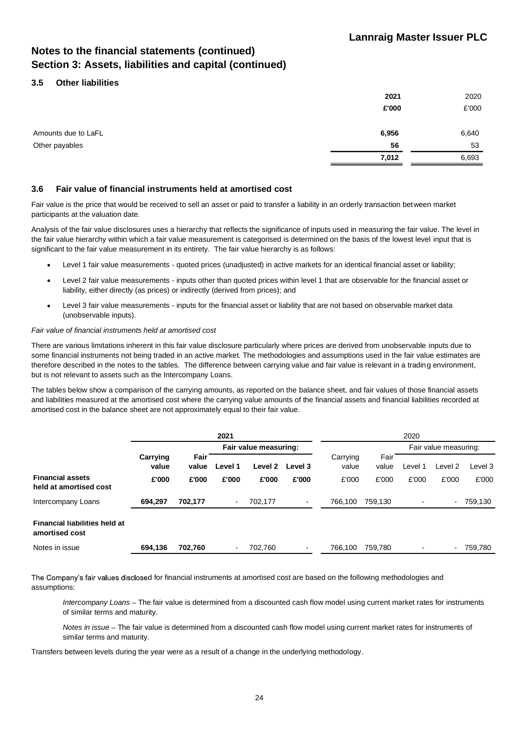# Notes to the financial statements (continued)
# Section 3: Assets, liabilities and capital (continued)

## 3.5 Other liabilities

| | 2021 | 2020 |
|---|---|---|
| | £'000 | £'000 |
| Amounts due to LaFL | 6,956 | 6,640 |
| Other payables | 56 | 53 |
| | 7,012 | 6,693 |

## 3.6 Fair value of financial instruments held at amortised cost

Fair value is the price that would be received to sell an asset or paid to transfer a liability in an orderly transaction between market participants at the valuation date.

Analysis of the fair value disclosures uses a hierarchy that reflects the significance of inputs used in measuring the fair value. The level in the fair value hierarchy within which a fair value measurement is categorised is determined on the basis of the lowest level input that is significant to the fair value measurement in its entirety. The fair value hierarchy is as follows:

- Level 1 fair value measurements - quoted prices (unadjusted) in active markets for an identical financial asset or liability;
- Level 2 fair value measurements - inputs other than quoted prices within level 1 that are observable for the financial asset or liability, either directly (as prices) or indirectly (derived from prices); and
- Level 3 fair value measurements - inputs for the financial asset or liability that are not based on observable market data (unobservable inputs).

*Fair value of financial instruments held at amortised cost*

There are various limitations inherent in this fair value disclosure particularly where prices are derived from unobservable inputs due to some financial instruments not being traded in an active market. The methodologies and assumptions used in the fair value estimates are therefore described in the notes to the tables. The difference between carrying value and fair value is relevant in a trading environment, but is not relevant to assets such as the Intercompany Loans.

The tables below show a comparison of the carrying amounts, as reported on the balance sheet, and fair values of those financial assets and liabilities measured at the amortised cost where the carrying value amounts of the financial assets and financial liabilities recorded at amortised cost in the balance sheet are not approximately equal to their fair value.

| | 2021 | | | | | 2020 | | | | |
|---|---|---|---|---|---|---|---|---|---|---|
| | | | Fair value measuring: | | | | | Fair value measuring: | | |
| | Carrying value | Fair value | Level 1 | Level 2 | Level 3 | Carrying value | Fair value | Level 1 | Level 2 | Level 3 |
| **Financial assets held at amortised cost** | £'000 | £'000 | £'000 | £'000 | £'000 | £'000 | £'000 | £'000 | £'000 | £'000 |
| Intercompany Loans | 694,297 | 702,177 | - | 702,177 | - | 766,100 | 759,130 | - | - | 759,130 |
| **Financial liabilities held at amortised cost** | | | | | | | | | | |
| Notes in issue | 694,136 | 702,760 | - | 702,760 | - | 766,100 | 759,780 | - | - | 759,780 |

The Company's fair values disclosed for financial instruments at amortised cost are based on the following methodologies and assumptions:

*Intercompany Loans* – The fair value is determined from a discounted cash flow model using current market rates for instruments of similar terms and maturity.

*Notes in issue* – The fair value is determined from a discounted cash flow model using current market rates for instruments of similar terms and maturity.

Transfers between levels during the year were as a result of a change in the underlying methodology.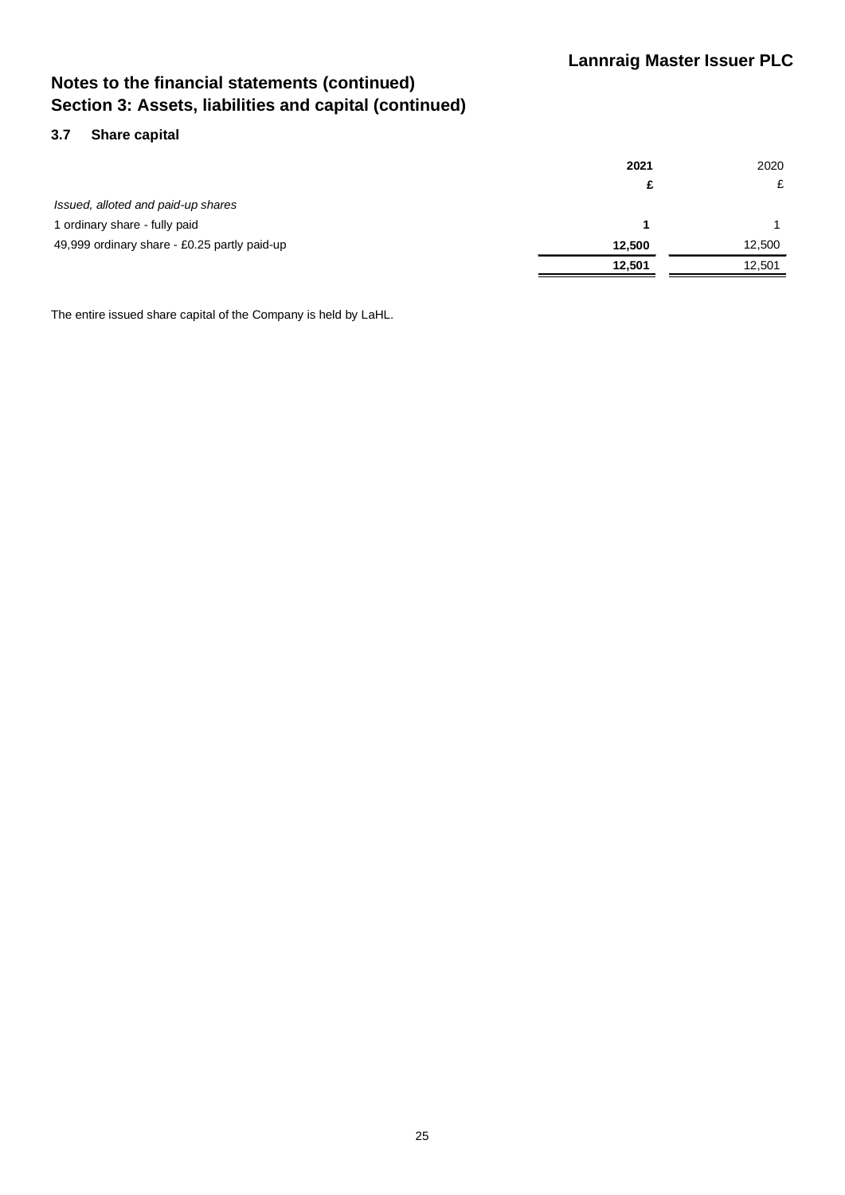## Notes to the financial statements (continued)
## Section 3: Assets, liabilities and capital (continued)

### 3.7 Share capital

| | 2021 | 2020 |
|---|---|---|
| | £ | £ |
| *Issued, alloted and paid-up shares* | | |
| 1 ordinary share - fully paid | 1 | 1 |
| 49,999 ordinary share - £0.25 partly paid-up | 12,500 | 12,500 |
| | 12,501 | 12,501 |

The entire issued share capital of the Company is held by LaHL.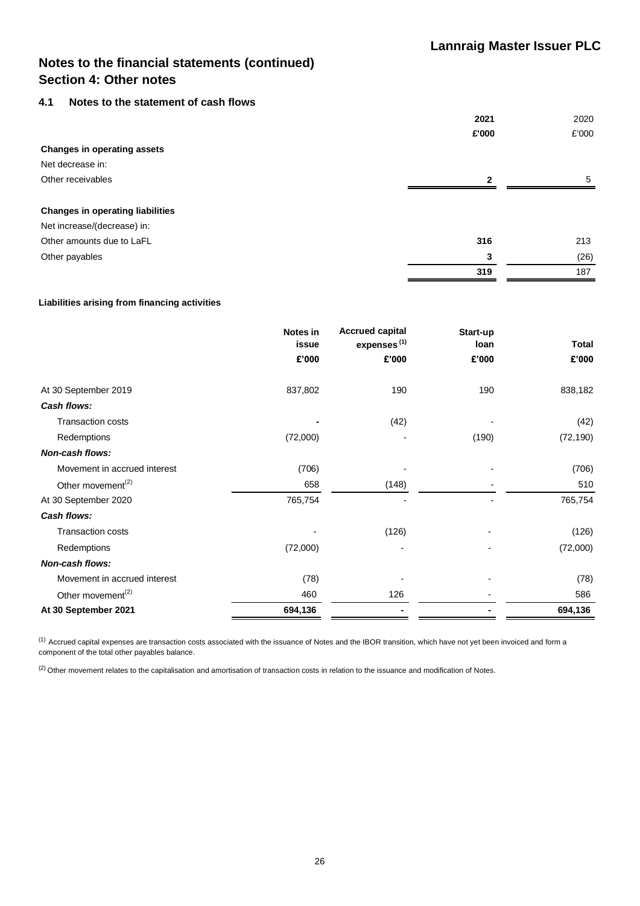# Notes to the financial statements (continued)

## Section 4: Other notes

### 4.1 Notes to the statement of cash flows

| | 2021 | 2020 |
|---|---|---|
| | £'000 | £'000 |
| **Changes in operating assets** | | |
| Net decrease in: | | |
| Other receivables | **2** | 5 |
| | | |
| **Changes in operating liabilities** | | |
| Net increase/(decrease) in: | | |
| Other amounts due to LaFL | **316** | 213 |
| Other payables | **3** | (26) |
| | **319** | 187 |

**Liabilities arising from financing activities**

| | Notes in issue | Accrued capital expenses [1] | Start-up loan | Total |
|---|---|---|---|---|
| | £'000 | £'000 | £'000 | £'000 |
| At 30 September 2019 | 837,802 | 190 | 190 | 838,182 |
| ***Cash flows:*** | | | | |
| Transaction costs | - | (42) | - | (42) |
| Redemptions | (72,000) | - | (190) | (72,190) |
| ***Non-cash flows:*** | | | | |
| Movement in accrued interest | (706) | - | - | (706) |
| Other movement [2] | 658 | (148) | - | 510 |
| At 30 September 2020 | 765,754 | - | - | 765,754 |
| ***Cash flows:*** | | | | |
| Transaction costs | - | (126) | - | (126) |
| Redemptions | (72,000) | - | - | (72,000) |
| ***Non-cash flows:*** | | | | |
| Movement in accrued interest | (78) | - | - | (78) |
| Other movement [2] | 460 | 126 | - | 586 |
| **At 30 September 2021** | **694,136** | **-** | **-** | **694,136** |

[1] Accrued capital expenses are transaction costs associated with the issuance of Notes and the IBOR transition, which have not yet been invoiced and form a component of the total other payables balance.

[2] Other movement relates to the capitalisation and amortisation of transaction costs in relation to the issuance and modification of Notes.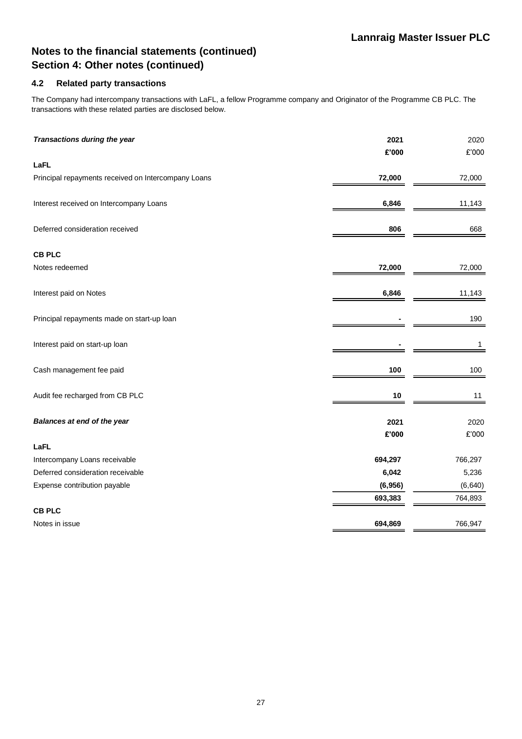# Notes to the financial statements (continued)
## Section 4: Other notes (continued)

### 4.2 Related party transactions

The Company had intercompany transactions with LaFL, a fellow Programme company and Originator of the Programme CB PLC. The transactions with these related parties are disclosed below.

| ***Transactions during the year*** | **2021** | 2020 |
|---|---|---|
| | **£'000** | £'000 |
| **LaFL** | | |
| Principal repayments received on Intercompany Loans | **72,000** | 72,000 |
| Interest received on Intercompany Loans | **6,846** | 11,143 |
| Deferred consideration received | **806** | 668 |
| **CB PLC** | | |
| Notes redeemed | **72,000** | 72,000 |
| Interest paid on Notes | **6,846** | 11,143 |
| Principal repayments made on start-up loan | **-** | 190 |
| Interest paid on start-up loan | **-** | 1 |
| Cash management fee paid | **100** | 100 |
| Audit fee recharged from CB PLC | **10** | 11 |

| ***Balances at end of the year*** | **2021** | 2020 |
|---|---|---|
| | **£'000** | £'000 |
| **LaFL** | | |
| Intercompany Loans receivable | **694,297** | 766,297 |
| Deferred consideration receivable | **6,042** | 5,236 |
| Expense contribution payable | **(6,956)** | (6,640) |
| | **693,383** | 764,893 |
| **CB PLC** | | |
| Notes in issue | **694,869** | 766,947 |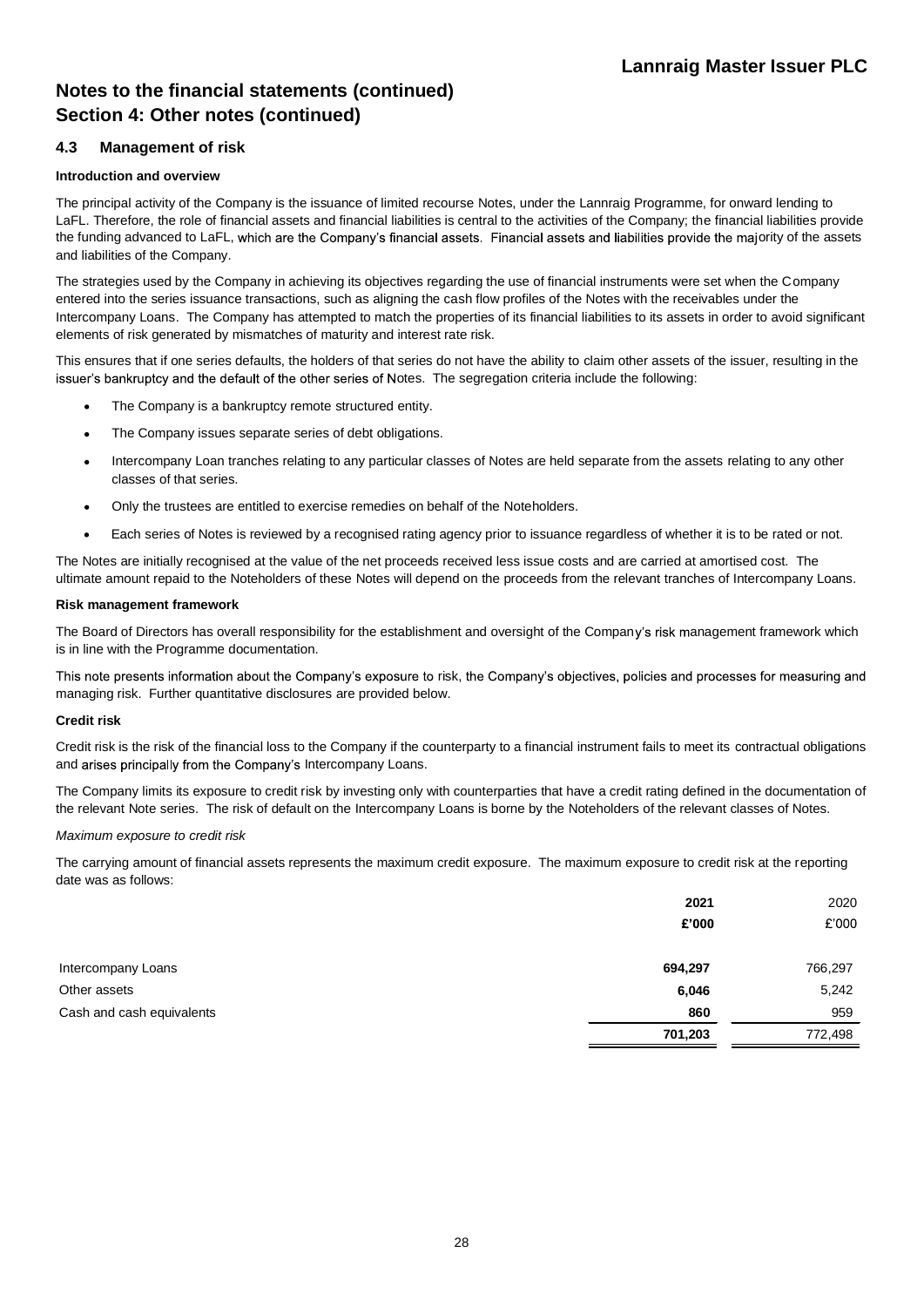# Notes to the financial statements (continued)
## Section 4: Other notes (continued)

### 4.3 Management of risk

**Introduction and overview**

The principal activity of the Company is the issuance of limited recourse Notes, under the Lannraig Programme, for onward lending to LaFL. Therefore, the role of financial assets and financial liabilities is central to the activities of the Company; the financial liabilities provide the funding advanced to LaFL, which are the Company's financial assets. Financial assets and liabilities provide the majority of the assets and liabilities of the Company.

The strategies used by the Company in achieving its objectives regarding the use of financial instruments were set when the Company entered into the series issuance transactions, such as aligning the cash flow profiles of the Notes with the receivables under the Intercompany Loans. The Company has attempted to match the properties of its financial liabilities to its assets in order to avoid significant elements of risk generated by mismatches of maturity and interest rate risk.

This ensures that if one series defaults, the holders of that series do not have the ability to claim other assets of the issuer, resulting in the issuer's bankruptcy and the default of the other series of Notes. The segregation criteria include the following:

- The Company is a bankruptcy remote structured entity.
- The Company issues separate series of debt obligations.
- Intercompany Loan tranches relating to any particular classes of Notes are held separate from the assets relating to any other classes of that series.
- Only the trustees are entitled to exercise remedies on behalf of the Noteholders.
- Each series of Notes is reviewed by a recognised rating agency prior to issuance regardless of whether it is to be rated or not.

The Notes are initially recognised at the value of the net proceeds received less issue costs and are carried at amortised cost. The ultimate amount repaid to the Noteholders of these Notes will depend on the proceeds from the relevant tranches of Intercompany Loans.

**Risk management framework**

The Board of Directors has overall responsibility for the establishment and oversight of the Company's risk management framework which is in line with the Programme documentation.

This note presents information about the Company's exposure to risk, the Company's objectives, policies and processes for measuring and managing risk. Further quantitative disclosures are provided below.

**Credit risk**

Credit risk is the risk of the financial loss to the Company if the counterparty to a financial instrument fails to meet its contractual obligations and arises principally from the Company's Intercompany Loans.

The Company limits its exposure to credit risk by investing only with counterparties that have a credit rating defined in the documentation of the relevant Note series. The risk of default on the Intercompany Loans is borne by the Noteholders of the relevant classes of Notes.

*Maximum exposure to credit risk*

The carrying amount of financial assets represents the maximum credit exposure. The maximum exposure to credit risk at the reporting date was as follows:

| | **2021** | 2020 |
|---|---|---|
| | **£'000** | £'000 |
| Intercompany Loans | **694,297** | 766,297 |
| Other assets | **6,046** | 5,242 |
| Cash and cash equivalents | **860** | 959 |
| | **701,203** | 772,498 |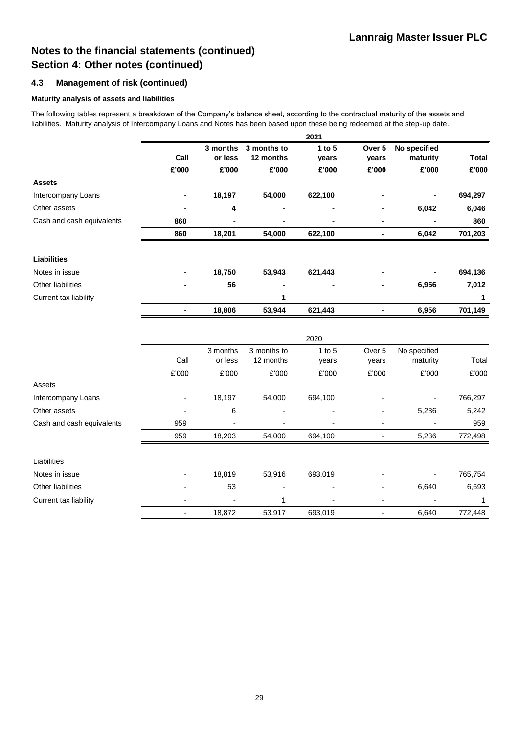# Notes to the financial statements (continued)
## Section 4: Other notes (continued)

### 4.3 Management of risk (continued)

**Maturity analysis of assets and liabilities**

The following tables represent a breakdown of the Company's balance sheet, according to the contractual maturity of the assets and liabilities. Maturity analysis of Intercompany Loans and Notes has been based upon these being redeemed at the step-up date.

| | **2021** | | | | | | |
|---|---|---|---|---|---|---|---|
| | **Call** | **3 months or less** | **3 months to 12 months** | **1 to 5 years** | **Over 5 years** | **No specified maturity** | **Total** |
| | **£'000** | **£'000** | **£'000** | **£'000** | **£'000** | **£'000** | **£'000** |
| **Assets** | | | | | | | |
| Intercompany Loans | **-** | **18,197** | **54,000** | **622,100** | **-** | **-** | **694,297** |
| Other assets | **-** | **4** | **-** | **-** | **-** | **6,042** | **6,046** |
| Cash and cash equivalents | **860** | **-** | **-** | **-** | **-** | **-** | **860** |
| | **860** | **18,201** | **54,000** | **622,100** | **-** | **6,042** | **701,203** |
| **Liabilities** | | | | | | | |
| Notes in issue | **-** | **18,750** | **53,943** | **621,443** | **-** | **-** | **694,136** |
| Other liabilities | **-** | **56** | **-** | **-** | **-** | **6,956** | **7,012** |
| Current tax liability | **-** | **-** | **1** | **-** | **-** | **-** | **1** |
| | **-** | **18,806** | **53,944** | **621,443** | **-** | **6,956** | **701,149** |

| | 2020 | | | | | | |
|---|---|---|---|---|---|---|---|
| | Call | 3 months or less | 3 months to 12 months | 1 to 5 years | Over 5 years | No specified maturity | Total |
| | £'000 | £'000 | £'000 | £'000 | £'000 | £'000 | £'000 |
| Assets | | | | | | | |
| Intercompany Loans | - | 18,197 | 54,000 | 694,100 | - | - | 766,297 |
| Other assets | - | 6 | - | - | - | 5,236 | 5,242 |
| Cash and cash equivalents | 959 | - | - | - | - | - | 959 |
| | 959 | 18,203 | 54,000 | 694,100 | - | 5,236 | 772,498 |
| Liabilities | | | | | | | |
| Notes in issue | - | 18,819 | 53,916 | 693,019 | - | - | 765,754 |
| Other liabilities | - | 53 | - | - | - | 6,640 | 6,693 |
| Current tax liability | - | - | 1 | - | - | - | 1 |
| | - | 18,872 | 53,917 | 693,019 | - | 6,640 | 772,448 |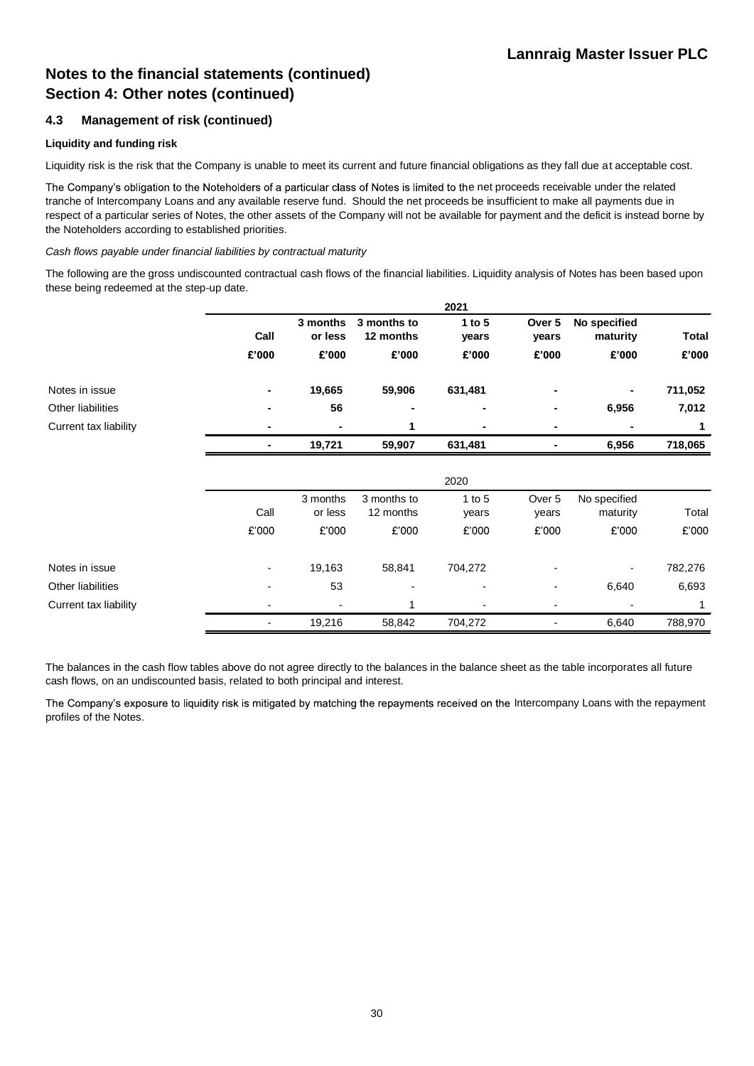# Notes to the financial statements (continued)
## Section 4: Other notes (continued)

### 4.3 Management of risk (continued)

**Liquidity and funding risk**

Liquidity risk is the risk that the Company is unable to meet its current and future financial obligations as they fall due at acceptable cost.

The Company's obligation to the Noteholders of a particular class of Notes is limited to the net proceeds receivable under the related tranche of Intercompany Loans and any available reserve fund. Should the net proceeds be insufficient to make all payments due in respect of a particular series of Notes, the other assets of the Company will not be available for payment and the deficit is instead borne by the Noteholders according to established priorities.

*Cash flows payable under financial liabilities by contractual maturity*

The following are the gross undiscounted contractual cash flows of the financial liabilities. Liquidity analysis of Notes has been based upon these being redeemed at the step-up date.

| | 2021 | | | | | | |
|---|---|---|---|---|---|---|---|
| | **Call** | **3 months or less** | **3 months to 12 months** | **1 to 5 years** | **Over 5 years** | **No specified maturity** | **Total** |
| | **£'000** | **£'000** | **£'000** | **£'000** | **£'000** | **£'000** | **£'000** |
| Notes in issue | **-** | **19,665** | **59,906** | **631,481** | **-** | **-** | **711,052** |
| Other liabilities | **-** | **56** | **-** | **-** | **-** | **6,956** | **7,012** |
| Current tax liability | **-** | **-** | **1** | **-** | **-** | **-** | **1** |
| | **-** | **19,721** | **59,907** | **631,481** | **-** | **6,956** | **718,065** |

| | 2020 | | | | | | |
|---|---|---|---|---|---|---|---|
| | Call | 3 months or less | 3 months to 12 months | 1 to 5 years | Over 5 years | No specified maturity | Total |
| | £'000 | £'000 | £'000 | £'000 | £'000 | £'000 | £'000 |
| Notes in issue | - | 19,163 | 58,841 | 704,272 | - | - | 782,276 |
| Other liabilities | - | 53 | - | - | - | 6,640 | 6,693 |
| Current tax liability | - | - | 1 | - | - | - | 1 |
| | - | 19,216 | 58,842 | 704,272 | - | 6,640 | 788,970 |

The balances in the cash flow tables above do not agree directly to the balances in the balance sheet as the table incorporates all future cash flows, on an undiscounted basis, related to both principal and interest.

The Company's exposure to liquidity risk is mitigated by matching the repayments received on the Intercompany Loans with the repayment profiles of the Notes.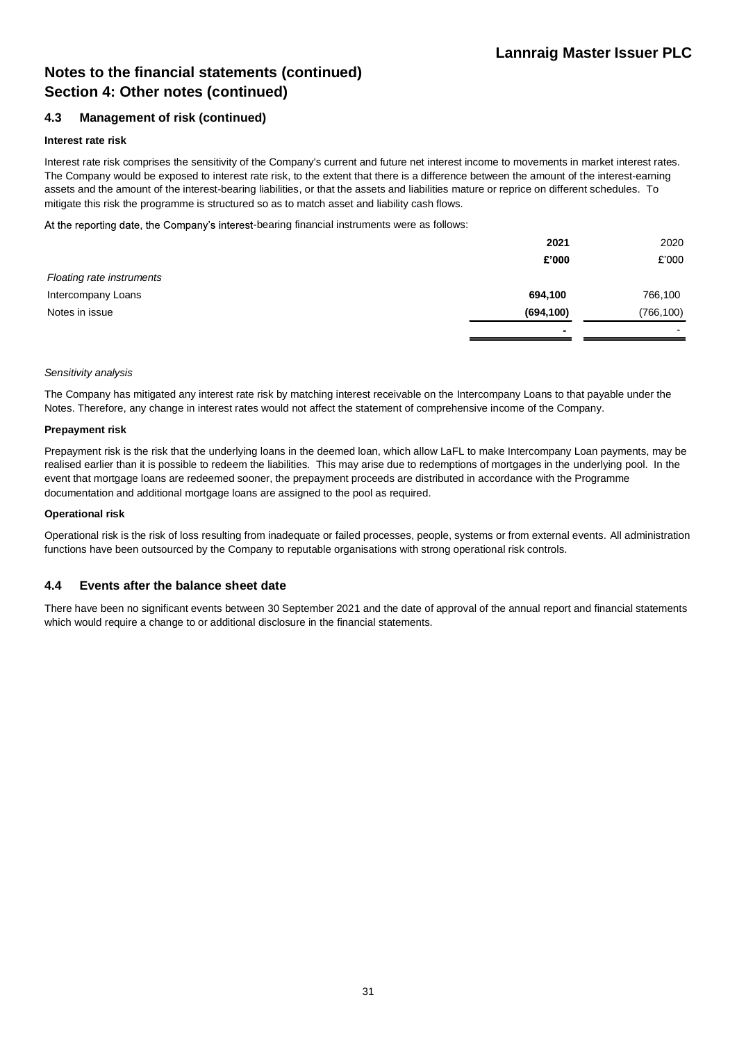# Notes to the financial statements (continued)
## Section 4: Other notes (continued)

### 4.3 Management of risk (continued)

**Interest rate risk**

Interest rate risk comprises the sensitivity of the Company's current and future net interest income to movements in market interest rates. The Company would be exposed to interest rate risk, to the extent that there is a difference between the amount of the interest-earning assets and the amount of the interest-bearing liabilities, or that the assets and liabilities mature or reprice on different schedules. To mitigate this risk the programme is structured so as to match asset and liability cash flows.

At the reporting date, the Company's interest-bearing financial instruments were as follows:

| | **2021** | 2020 |
|---|---|---|
| | **£'000** | £'000 |
| *Floating rate instruments* | | |
| Intercompany Loans | **694,100** | 766,100 |
| Notes in issue | **(694,100)** | (766,100) |
| | **-** | - |

*Sensitivity analysis*

The Company has mitigated any interest rate risk by matching interest receivable on the Intercompany Loans to that payable under the Notes. Therefore, any change in interest rates would not affect the statement of comprehensive income of the Company.

**Prepayment risk**

Prepayment risk is the risk that the underlying loans in the deemed loan, which allow LaFL to make Intercompany Loan payments, may be realised earlier than it is possible to redeem the liabilities. This may arise due to redemptions of mortgages in the underlying pool. In the event that mortgage loans are redeemed sooner, the prepayment proceeds are distributed in accordance with the Programme documentation and additional mortgage loans are assigned to the pool as required.

**Operational risk**

Operational risk is the risk of loss resulting from inadequate or failed processes, people, systems or from external events. All administration functions have been outsourced by the Company to reputable organisations with strong operational risk controls.

### 4.4 Events after the balance sheet date

There have been no significant events between 30 September 2021 and the date of approval of the annual report and financial statements which would require a change to or additional disclosure in the financial statements.